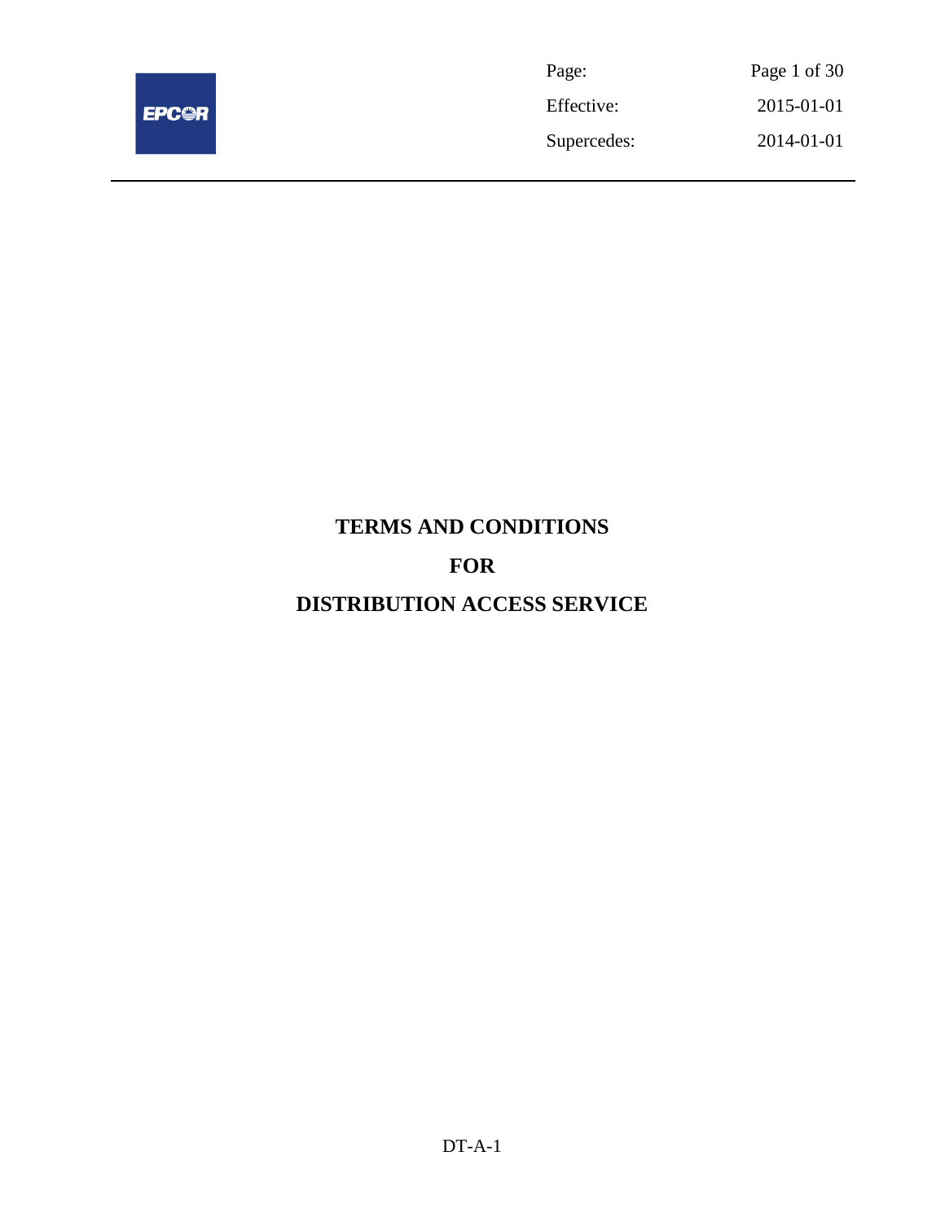# TERMS AND CONDITIONS

# FOR

# DISTRIBUTION ACCESS SERVICE

DT-A-1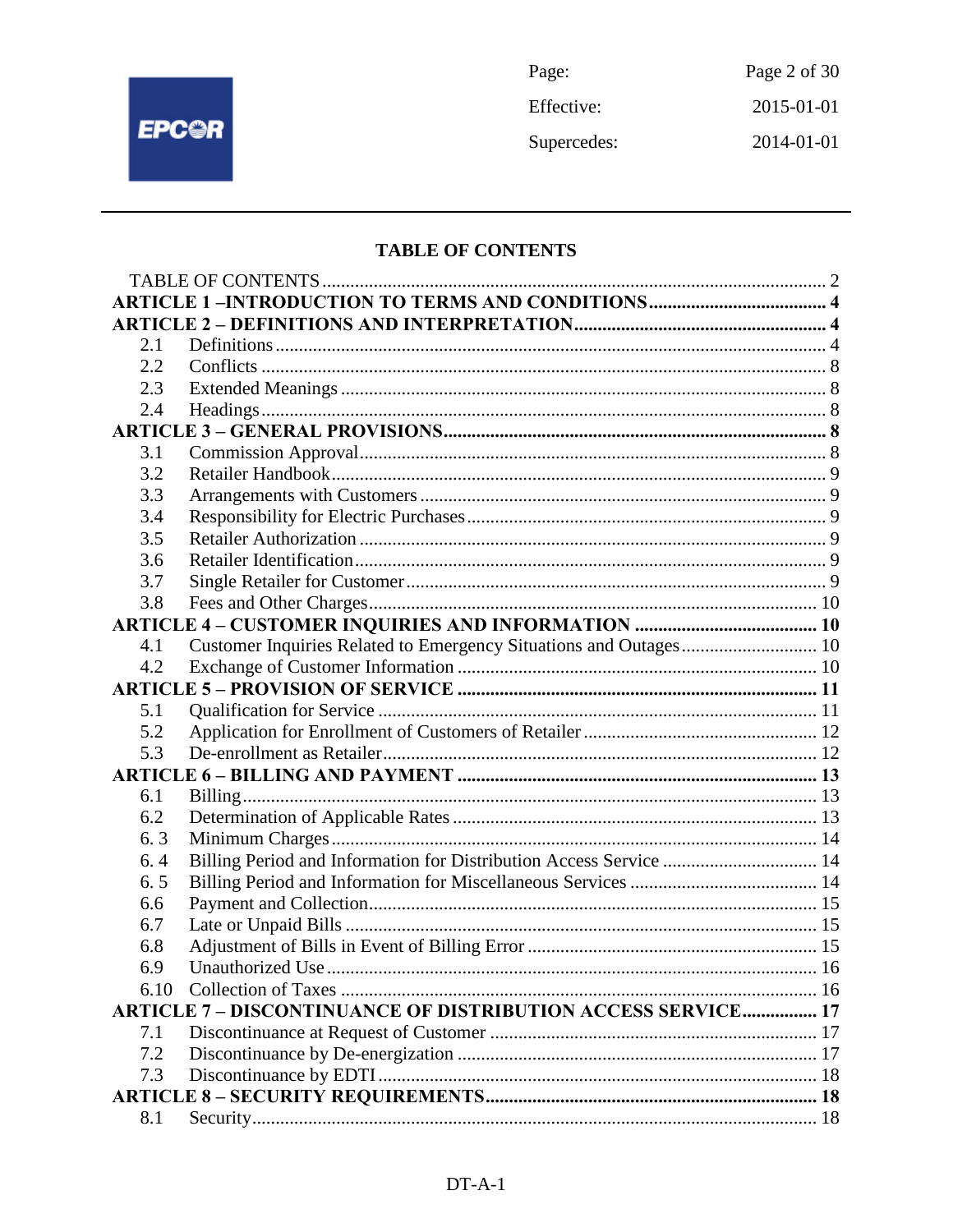## TABLE OF CONTENTS

| | | |
|---|---|---|
| TABLE OF CONTENTS | | 2 |
| **ARTICLE 1 –INTRODUCTION TO TERMS AND CONDITIONS** | | **4** |
| **ARTICLE 2 – DEFINITIONS AND INTERPRETATION** | | **4** |
| 2.1 | Definitions | 4 |
| 2.2 | Conflicts | 8 |
| 2.3 | Extended Meanings | 8 |
| 2.4 | Headings | 8 |
| **ARTICLE 3 – GENERAL PROVISIONS** | | **8** |
| 3.1 | Commission Approval | 8 |
| 3.2 | Retailer Handbook | 9 |
| 3.3 | Arrangements with Customers | 9 |
| 3.4 | Responsibility for Electric Purchases | 9 |
| 3.5 | Retailer Authorization | 9 |
| 3.6 | Retailer Identification | 9 |
| 3.7 | Single Retailer for Customer | 9 |
| 3.8 | Fees and Other Charges | 10 |
| **ARTICLE 4 – CUSTOMER INQUIRIES AND INFORMATION** | | **10** |
| 4.1 | Customer Inquiries Related to Emergency Situations and Outages | 10 |
| 4.2 | Exchange of Customer Information | 10 |
| **ARTICLE 5 – PROVISION OF SERVICE** | | **11** |
| 5.1 | Qualification for Service | 11 |
| 5.2 | Application for Enrollment of Customers of Retailer | 12 |
| 5.3 | De-enrollment as Retailer | 12 |
| **ARTICLE 6 – BILLING AND PAYMENT** | | **13** |
| 6.1 | Billing | 13 |
| 6.2 | Determination of Applicable Rates | 13 |
| 6. 3 | Minimum Charges | 14 |
| 6. 4 | Billing Period and Information for Distribution Access Service | 14 |
| 6. 5 | Billing Period and Information for Miscellaneous Services | 14 |
| 6.6 | Payment and Collection | 15 |
| 6.7 | Late or Unpaid Bills | 15 |
| 6.8 | Adjustment of Bills in Event of Billing Error | 15 |
| 6.9 | Unauthorized Use | 16 |
| 6.10 | Collection of Taxes | 16 |
| **ARTICLE 7 – DISCONTINUANCE OF DISTRIBUTION ACCESS SERVICE** | | **17** |
| 7.1 | Discontinuance at Request of Customer | 17 |
| 7.2 | Discontinuance by De-energization | 17 |
| 7.3 | Discontinuance by EDTI | 18 |
| **ARTICLE 8 – SECURITY REQUIREMENTS** | | **18** |
| 8.1 | Security | 18 |

DT-A-1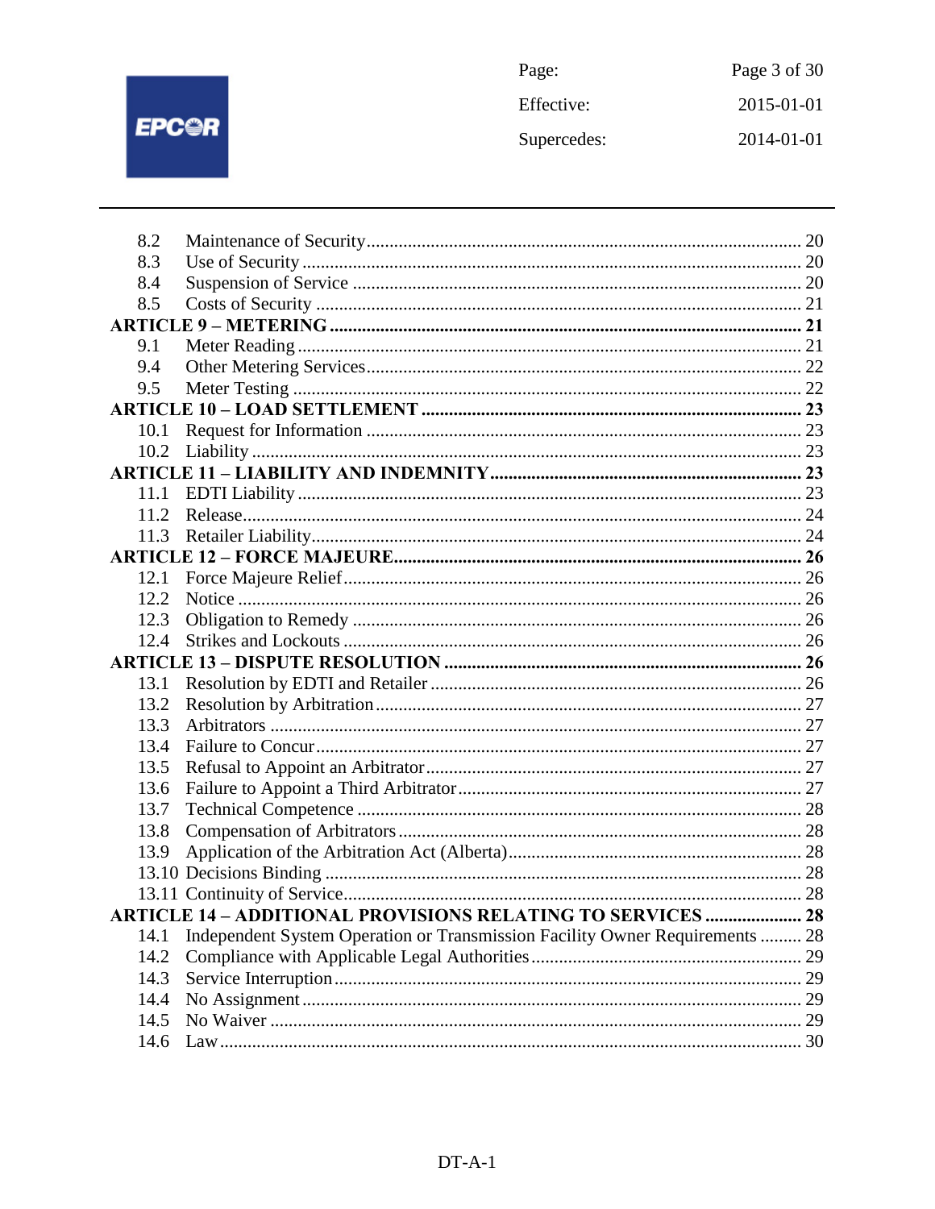| | | |
|---|---|---|
| 8.2 | Maintenance of Security | 20 |
| 8.3 | Use of Security | 20 |
| 8.4 | Suspension of Service | 20 |
| 8.5 | Costs of Security | 21 |
| **ARTICLE 9 – METERING** | | **21** |
| 9.1 | Meter Reading | 21 |
| 9.4 | Other Metering Services | 22 |
| 9.5 | Meter Testing | 22 |
| **ARTICLE 10 – LOAD SETTLEMENT** | | **23** |
| 10.1 | Request for Information | 23 |
| 10.2 | Liability | 23 |
| **ARTICLE 11 – LIABILITY AND INDEMNITY** | | **23** |
| 11.1 | EDTI Liability | 23 |
| 11.2 | Release | 24 |
| 11.3 | Retailer Liability | 24 |
| **ARTICLE 12 – FORCE MAJEURE** | | **26** |
| 12.1 | Force Majeure Relief | 26 |
| 12.2 | Notice | 26 |
| 12.3 | Obligation to Remedy | 26 |
| 12.4 | Strikes and Lockouts | 26 |
| **ARTICLE 13 – DISPUTE RESOLUTION** | | **26** |
| 13.1 | Resolution by EDTI and Retailer | 26 |
| 13.2 | Resolution by Arbitration | 27 |
| 13.3 | Arbitrators | 27 |
| 13.4 | Failure to Concur | 27 |
| 13.5 | Refusal to Appoint an Arbitrator | 27 |
| 13.6 | Failure to Appoint a Third Arbitrator | 27 |
| 13.7 | Technical Competence | 28 |
| 13.8 | Compensation of Arbitrators | 28 |
| 13.9 | Application of the Arbitration Act (Alberta) | 28 |
| 13.10 | Decisions Binding | 28 |
| 13.11 | Continuity of Service | 28 |
| **ARTICLE 14 – ADDITIONAL PROVISIONS RELATING TO SERVICES** | | **28** |
| 14.1 | Independent System Operation or Transmission Facility Owner Requirements | 28 |
| 14.2 | Compliance with Applicable Legal Authorities | 29 |
| 14.3 | Service Interruption | 29 |
| 14.4 | No Assignment | 29 |
| 14.5 | No Waiver | 29 |
| 14.6 | Law | 30 |

DT-A-1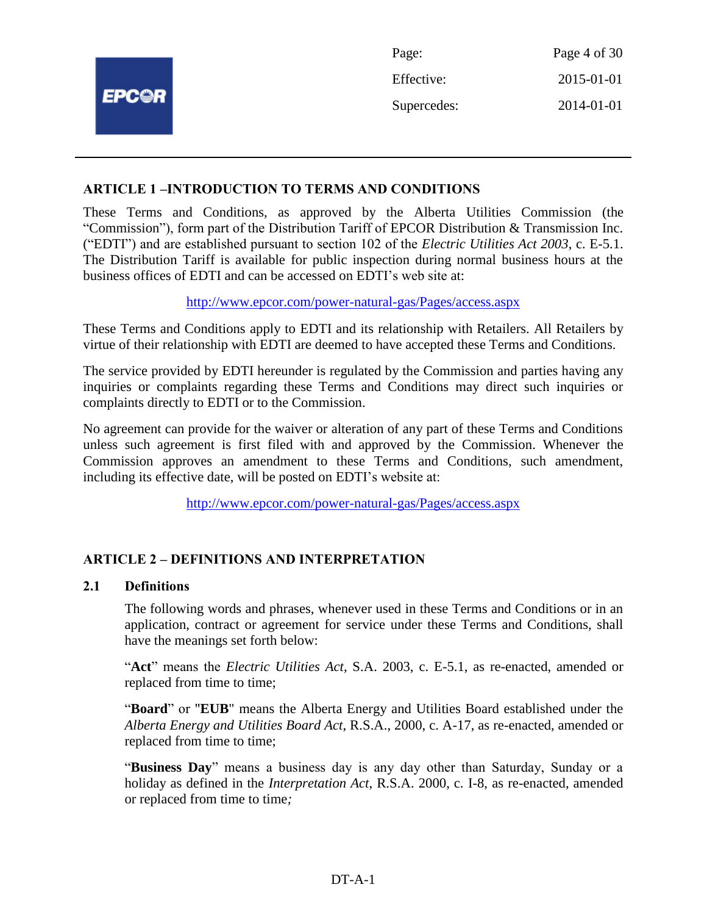## ARTICLE 1 –INTRODUCTION TO TERMS AND CONDITIONS

These Terms and Conditions, as approved by the Alberta Utilities Commission (the "Commission"), form part of the Distribution Tariff of EPCOR Distribution & Transmission Inc. ("EDTI") and are established pursuant to section 102 of the *Electric Utilities Act 2003*, c. E-5.1. The Distribution Tariff is available for public inspection during normal business hours at the business offices of EDTI and can be accessed on EDTI's web site at:

http://www.epcor.com/power-natural-gas/Pages/access.aspx

These Terms and Conditions apply to EDTI and its relationship with Retailers. All Retailers by virtue of their relationship with EDTI are deemed to have accepted these Terms and Conditions.

The service provided by EDTI hereunder is regulated by the Commission and parties having any inquiries or complaints regarding these Terms and Conditions may direct such inquiries or complaints directly to EDTI or to the Commission.

No agreement can provide for the waiver or alteration of any part of these Terms and Conditions unless such agreement is first filed with and approved by the Commission. Whenever the Commission approves an amendment to these Terms and Conditions, such amendment, including its effective date, will be posted on EDTI's website at:

http://www.epcor.com/power-natural-gas/Pages/access.aspx

## ARTICLE 2 – DEFINITIONS AND INTERPRETATION

### 2.1 Definitions

The following words and phrases, whenever used in these Terms and Conditions or in an application, contract or agreement for service under these Terms and Conditions, shall have the meanings set forth below:

"**Act**" means the *Electric Utilities Act*, S.A. 2003, c. E-5.1, as re-enacted, amended or replaced from time to time;

"**Board**" or "**EUB**" means the Alberta Energy and Utilities Board established under the *Alberta Energy and Utilities Board Act*, R.S.A., 2000, c. A-17, as re-enacted, amended or replaced from time to time;

"**Business Day**" means a business day is any day other than Saturday, Sunday or a holiday as defined in the *Interpretation Act*, R.S.A. 2000, c. I-8, as re-enacted, amended or replaced from time to time;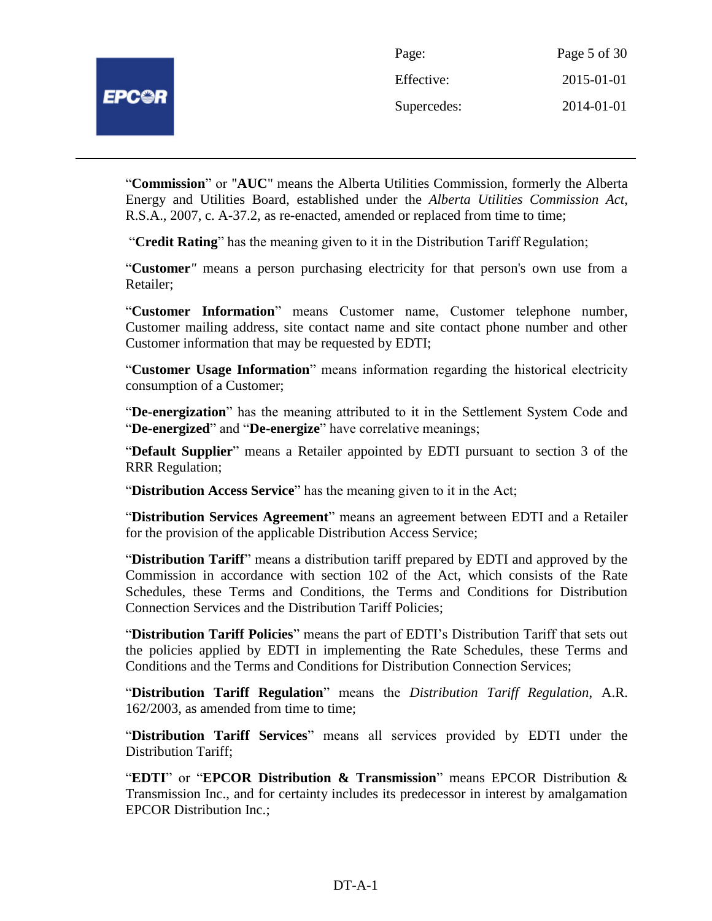"**Commission**" or "**AUC**" means the Alberta Utilities Commission, formerly the Alberta Energy and Utilities Board, established under the *Alberta Utilities Commission Act*, R.S.A., 2007, c. A-37.2, as re-enacted, amended or replaced from time to time;

"**Credit Rating**" has the meaning given to it in the Distribution Tariff Regulation;

"**Customer**" means a person purchasing electricity for that person's own use from a Retailer;

"**Customer Information**" means Customer name, Customer telephone number, Customer mailing address, site contact name and site contact phone number and other Customer information that may be requested by EDTI;

"**Customer Usage Information**" means information regarding the historical electricity consumption of a Customer;

"**De-energization**" has the meaning attributed to it in the Settlement System Code and "**De-energized**" and "**De-energize**" have correlative meanings;

"**Default Supplier**" means a Retailer appointed by EDTI pursuant to section 3 of the RRR Regulation;

"**Distribution Access Service**" has the meaning given to it in the Act;

"**Distribution Services Agreement**" means an agreement between EDTI and a Retailer for the provision of the applicable Distribution Access Service;

"**Distribution Tariff**" means a distribution tariff prepared by EDTI and approved by the Commission in accordance with section 102 of the Act, which consists of the Rate Schedules, these Terms and Conditions, the Terms and Conditions for Distribution Connection Services and the Distribution Tariff Policies;

"**Distribution Tariff Policies**" means the part of EDTI's Distribution Tariff that sets out the policies applied by EDTI in implementing the Rate Schedules, these Terms and Conditions and the Terms and Conditions for Distribution Connection Services;

"**Distribution Tariff Regulation**" means the *Distribution Tariff Regulation*, A.R. 162/2003, as amended from time to time;

"**Distribution Tariff Services**" means all services provided by EDTI under the Distribution Tariff;

"**EDTI**" or "**EPCOR Distribution & Transmission**" means EPCOR Distribution & Transmission Inc., and for certainty includes its predecessor in interest by amalgamation EPCOR Distribution Inc.;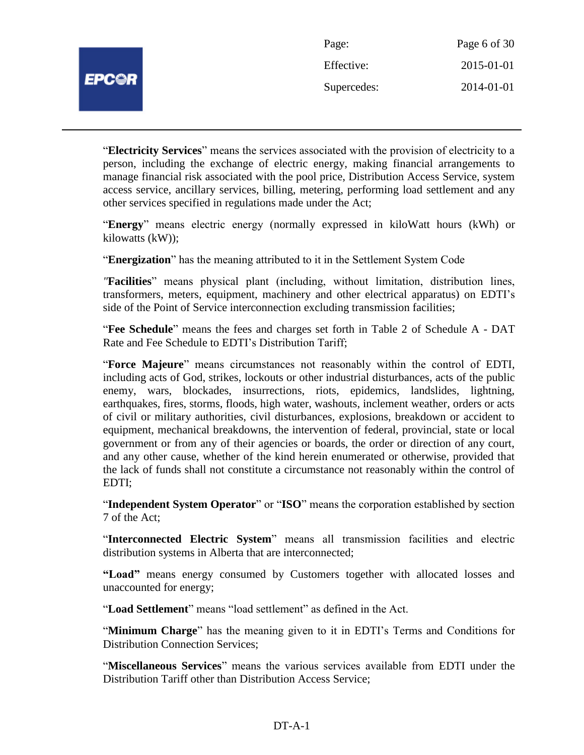"**Electricity Services**" means the services associated with the provision of electricity to a person, including the exchange of electric energy, making financial arrangements to manage financial risk associated with the pool price, Distribution Access Service, system access service, ancillary services, billing, metering, performing load settlement and any other services specified in regulations made under the Act;

"**Energy**" means electric energy (normally expressed in kiloWatt hours (kWh) or kilowatts (kW));

"**Energization**" has the meaning attributed to it in the Settlement System Code

*"***Facilities**" means physical plant (including, without limitation, distribution lines, transformers, meters, equipment, machinery and other electrical apparatus) on EDTI's side of the Point of Service interconnection excluding transmission facilities;

"**Fee Schedule**" means the fees and charges set forth in Table 2 of Schedule A - DAT Rate and Fee Schedule to EDTI's Distribution Tariff;

"**Force Majeure**" means circumstances not reasonably within the control of EDTI, including acts of God, strikes, lockouts or other industrial disturbances, acts of the public enemy, wars, blockades, insurrections, riots, epidemics, landslides, lightning, earthquakes, fires, storms, floods, high water, washouts, inclement weather, orders or acts of civil or military authorities, civil disturbances, explosions, breakdown or accident to equipment, mechanical breakdowns, the intervention of federal, provincial, state or local government or from any of their agencies or boards, the order or direction of any court, and any other cause, whether of the kind herein enumerated or otherwise, provided that the lack of funds shall not constitute a circumstance not reasonably within the control of EDTI;

"**Independent System Operator**" or "**ISO**" means the corporation established by section 7 of the Act;

"**Interconnected Electric System**" means all transmission facilities and electric distribution systems in Alberta that are interconnected;

**"Load"** means energy consumed by Customers together with allocated losses and unaccounted for energy;

"**Load Settlement**" means "load settlement" as defined in the Act.

"**Minimum Charge**" has the meaning given to it in EDTI's Terms and Conditions for Distribution Connection Services;

"**Miscellaneous Services**" means the various services available from EDTI under the Distribution Tariff other than Distribution Access Service;

DT-A-1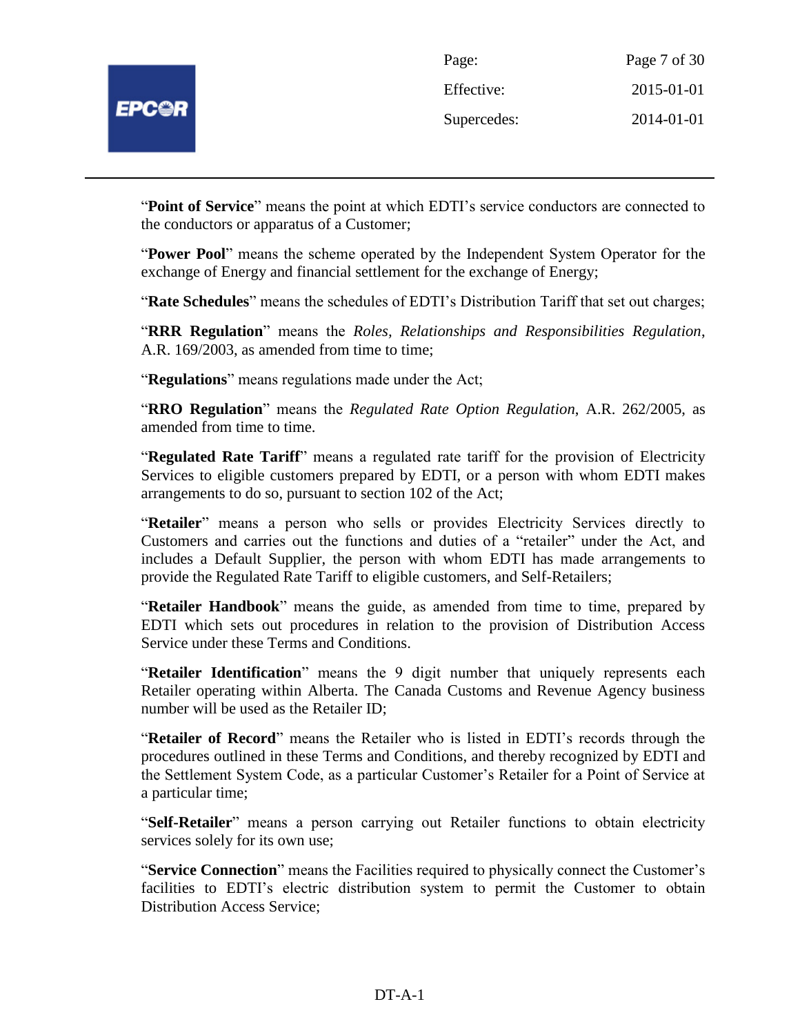"**Point of Service**" means the point at which EDTI's service conductors are connected to the conductors or apparatus of a Customer;

"**Power Pool**" means the scheme operated by the Independent System Operator for the exchange of Energy and financial settlement for the exchange of Energy;

"**Rate Schedules**" means the schedules of EDTI's Distribution Tariff that set out charges;

"**RRR Regulation**" means the *Roles, Relationships and Responsibilities Regulation*, A.R. 169/2003, as amended from time to time;

"**Regulations**" means regulations made under the Act;

"**RRO Regulation**" means the *Regulated Rate Option Regulation*, A.R. 262/2005, as amended from time to time.

"**Regulated Rate Tariff**" means a regulated rate tariff for the provision of Electricity Services to eligible customers prepared by EDTI, or a person with whom EDTI makes arrangements to do so, pursuant to section 102 of the Act;

"**Retailer**" means a person who sells or provides Electricity Services directly to Customers and carries out the functions and duties of a "retailer" under the Act, and includes a Default Supplier, the person with whom EDTI has made arrangements to provide the Regulated Rate Tariff to eligible customers, and Self-Retailers;

"**Retailer Handbook**" means the guide, as amended from time to time, prepared by EDTI which sets out procedures in relation to the provision of Distribution Access Service under these Terms and Conditions.

"**Retailer Identification**" means the 9 digit number that uniquely represents each Retailer operating within Alberta. The Canada Customs and Revenue Agency business number will be used as the Retailer ID;

"**Retailer of Record**" means the Retailer who is listed in EDTI's records through the procedures outlined in these Terms and Conditions, and thereby recognized by EDTI and the Settlement System Code, as a particular Customer's Retailer for a Point of Service at a particular time;

"**Self-Retailer**" means a person carrying out Retailer functions to obtain electricity services solely for its own use;

"**Service Connection**" means the Facilities required to physically connect the Customer's facilities to EDTI's electric distribution system to permit the Customer to obtain Distribution Access Service;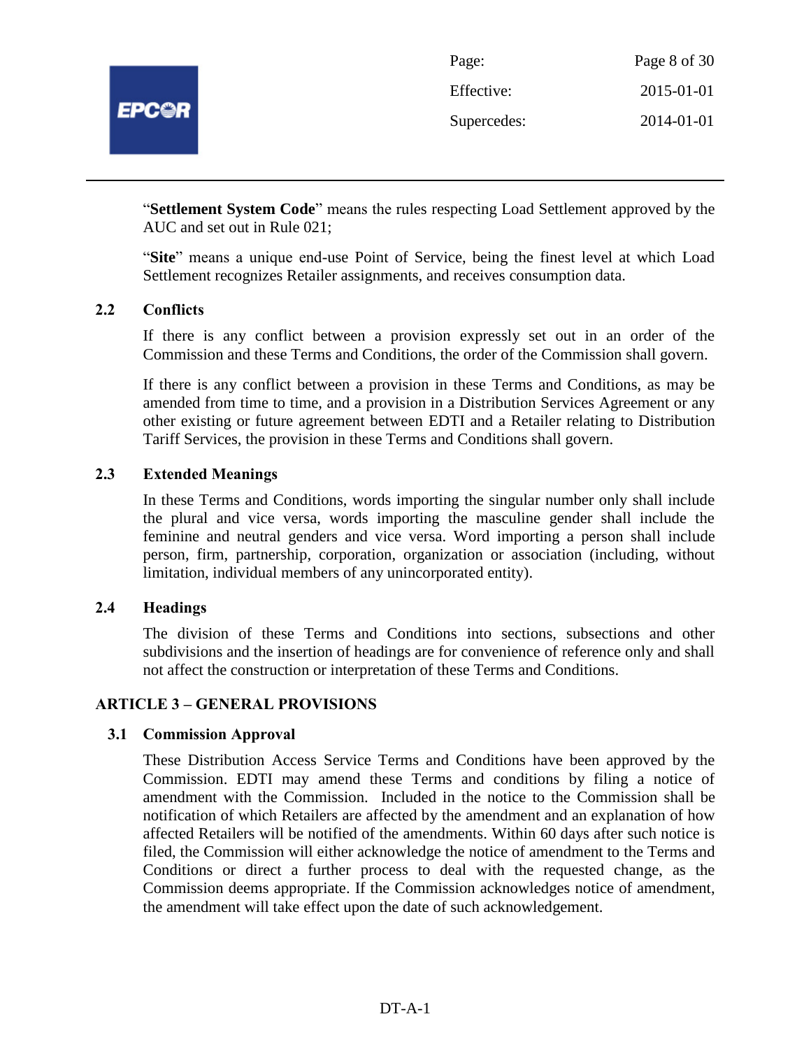"**Settlement System Code**" means the rules respecting Load Settlement approved by the AUC and set out in Rule 021;

"**Site**" means a unique end-use Point of Service, being the finest level at which Load Settlement recognizes Retailer assignments, and receives consumption data.

### 2.2 Conflicts

If there is any conflict between a provision expressly set out in an order of the Commission and these Terms and Conditions, the order of the Commission shall govern.

If there is any conflict between a provision in these Terms and Conditions, as may be amended from time to time, and a provision in a Distribution Services Agreement or any other existing or future agreement between EDTI and a Retailer relating to Distribution Tariff Services, the provision in these Terms and Conditions shall govern.

### 2.3 Extended Meanings

In these Terms and Conditions, words importing the singular number only shall include the plural and vice versa, words importing the masculine gender shall include the feminine and neutral genders and vice versa. Word importing a person shall include person, firm, partnership, corporation, organization or association (including, without limitation, individual members of any unincorporated entity).

### 2.4 Headings

The division of these Terms and Conditions into sections, subsections and other subdivisions and the insertion of headings are for convenience of reference only and shall not affect the construction or interpretation of these Terms and Conditions.

## ARTICLE 3 – GENERAL PROVISIONS

### 3.1 Commission Approval

These Distribution Access Service Terms and Conditions have been approved by the Commission. EDTI may amend these Terms and conditions by filing a notice of amendment with the Commission. Included in the notice to the Commission shall be notification of which Retailers are affected by the amendment and an explanation of how affected Retailers will be notified of the amendments. Within 60 days after such notice is filed, the Commission will either acknowledge the notice of amendment to the Terms and Conditions or direct a further process to deal with the requested change, as the Commission deems appropriate. If the Commission acknowledges notice of amendment, the amendment will take effect upon the date of such acknowledgement.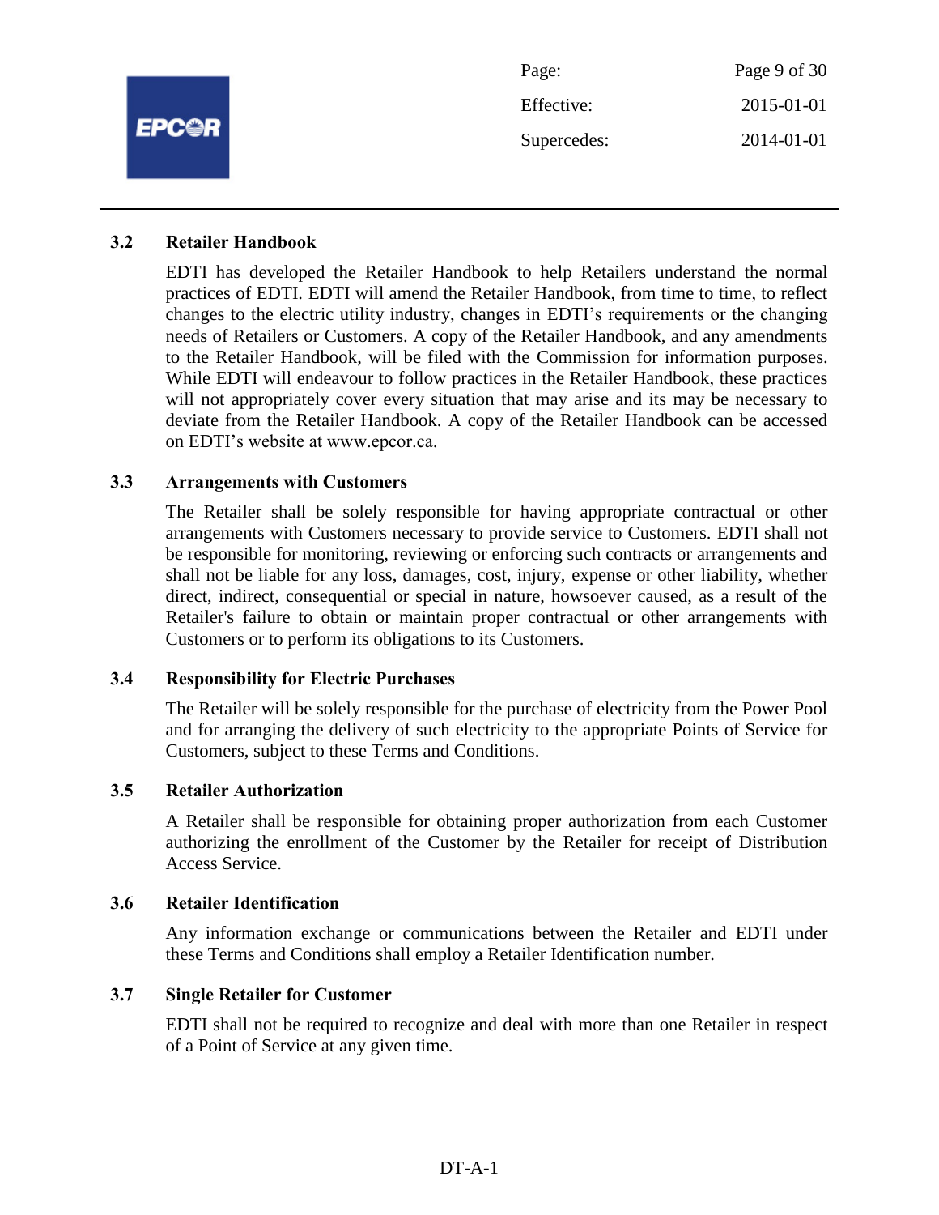### 3.2 Retailer Handbook

EDTI has developed the Retailer Handbook to help Retailers understand the normal practices of EDTI. EDTI will amend the Retailer Handbook, from time to time, to reflect changes to the electric utility industry, changes in EDTI's requirements or the changing needs of Retailers or Customers. A copy of the Retailer Handbook, and any amendments to the Retailer Handbook, will be filed with the Commission for information purposes. While EDTI will endeavour to follow practices in the Retailer Handbook, these practices will not appropriately cover every situation that may arise and its may be necessary to deviate from the Retailer Handbook. A copy of the Retailer Handbook can be accessed on EDTI's website at www.epcor.ca.

### 3.3 Arrangements with Customers

The Retailer shall be solely responsible for having appropriate contractual or other arrangements with Customers necessary to provide service to Customers. EDTI shall not be responsible for monitoring, reviewing or enforcing such contracts or arrangements and shall not be liable for any loss, damages, cost, injury, expense or other liability, whether direct, indirect, consequential or special in nature, howsoever caused, as a result of the Retailer's failure to obtain or maintain proper contractual or other arrangements with Customers or to perform its obligations to its Customers.

### 3.4 Responsibility for Electric Purchases

The Retailer will be solely responsible for the purchase of electricity from the Power Pool and for arranging the delivery of such electricity to the appropriate Points of Service for Customers, subject to these Terms and Conditions.

### 3.5 Retailer Authorization

A Retailer shall be responsible for obtaining proper authorization from each Customer authorizing the enrollment of the Customer by the Retailer for receipt of Distribution Access Service.

### 3.6 Retailer Identification

Any information exchange or communications between the Retailer and EDTI under these Terms and Conditions shall employ a Retailer Identification number.

### 3.7 Single Retailer for Customer

EDTI shall not be required to recognize and deal with more than one Retailer in respect of a Point of Service at any given time.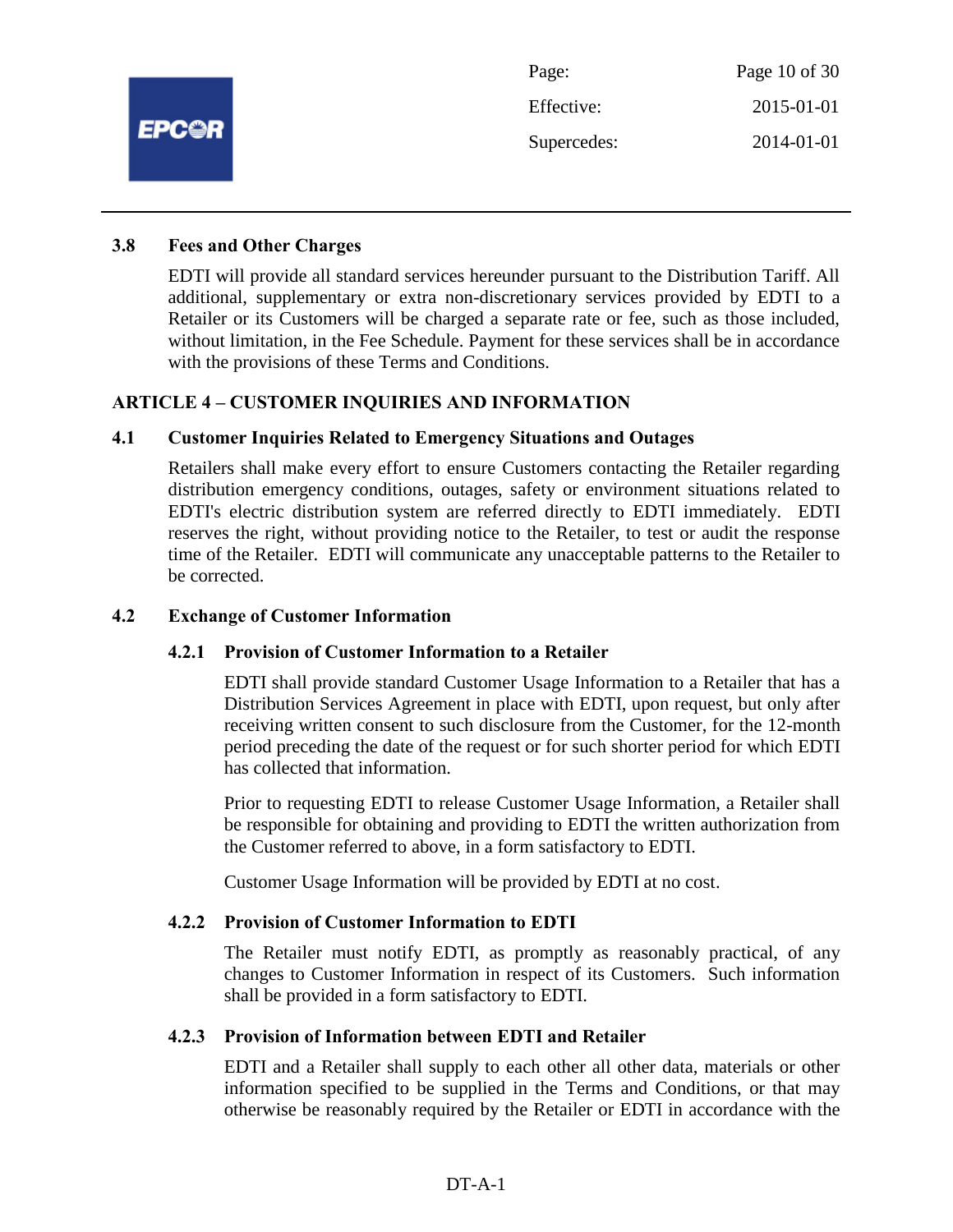### 3.8 Fees and Other Charges

EDTI will provide all standard services hereunder pursuant to the Distribution Tariff. All additional, supplementary or extra non-discretionary services provided by EDTI to a Retailer or its Customers will be charged a separate rate or fee, such as those included, without limitation, in the Fee Schedule. Payment for these services shall be in accordance with the provisions of these Terms and Conditions.

## ARTICLE 4 – CUSTOMER INQUIRIES AND INFORMATION

### 4.1 Customer Inquiries Related to Emergency Situations and Outages

Retailers shall make every effort to ensure Customers contacting the Retailer regarding distribution emergency conditions, outages, safety or environment situations related to EDTI's electric distribution system are referred directly to EDTI immediately. EDTI reserves the right, without providing notice to the Retailer, to test or audit the response time of the Retailer. EDTI will communicate any unacceptable patterns to the Retailer to be corrected.

### 4.2 Exchange of Customer Information

#### 4.2.1 Provision of Customer Information to a Retailer

EDTI shall provide standard Customer Usage Information to a Retailer that has a Distribution Services Agreement in place with EDTI, upon request, but only after receiving written consent to such disclosure from the Customer, for the 12-month period preceding the date of the request or for such shorter period for which EDTI has collected that information.

Prior to requesting EDTI to release Customer Usage Information, a Retailer shall be responsible for obtaining and providing to EDTI the written authorization from the Customer referred to above, in a form satisfactory to EDTI.

Customer Usage Information will be provided by EDTI at no cost.

#### 4.2.2 Provision of Customer Information to EDTI

The Retailer must notify EDTI, as promptly as reasonably practical, of any changes to Customer Information in respect of its Customers. Such information shall be provided in a form satisfactory to EDTI.

#### 4.2.3 Provision of Information between EDTI and Retailer

EDTI and a Retailer shall supply to each other all other data, materials or other information specified to be supplied in the Terms and Conditions, or that may otherwise be reasonably required by the Retailer or EDTI in accordance with the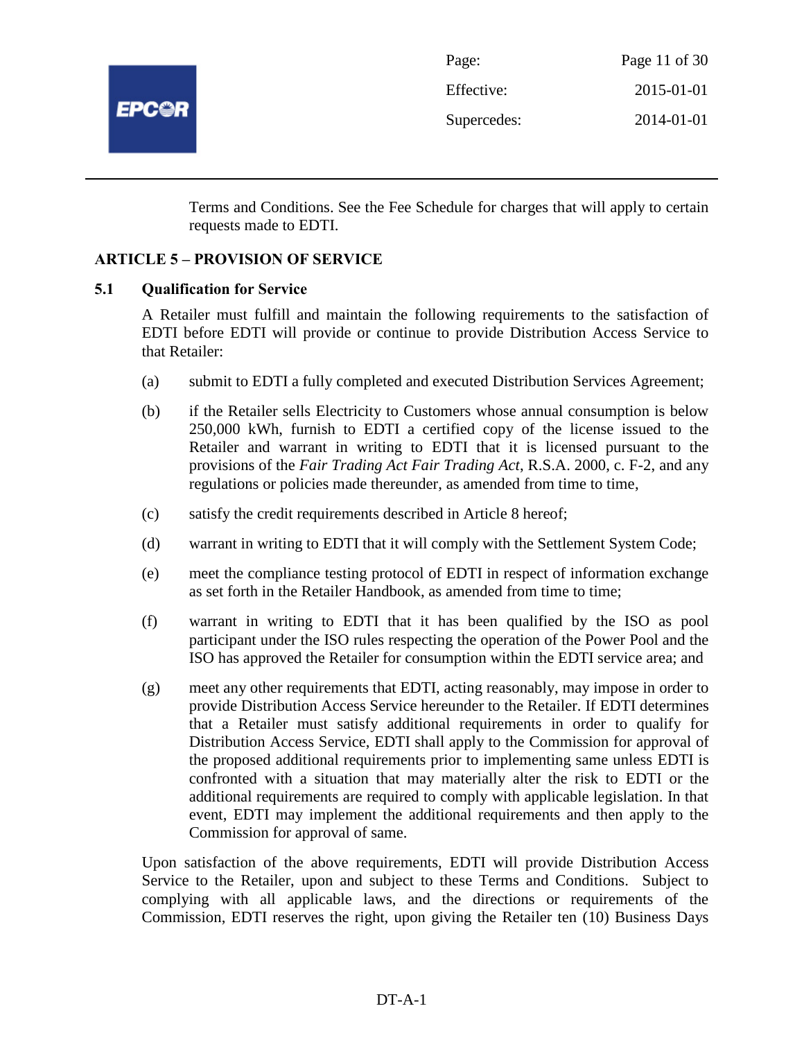Terms and Conditions. See the Fee Schedule for charges that will apply to certain requests made to EDTI.

## ARTICLE 5 – PROVISION OF SERVICE

### 5.1 Qualification for Service

A Retailer must fulfill and maintain the following requirements to the satisfaction of EDTI before EDTI will provide or continue to provide Distribution Access Service to that Retailer:

(a) submit to EDTI a fully completed and executed Distribution Services Agreement;

(b) if the Retailer sells Electricity to Customers whose annual consumption is below 250,000 kWh, furnish to EDTI a certified copy of the license issued to the Retailer and warrant in writing to EDTI that it is licensed pursuant to the provisions of the *Fair Trading Act Fair Trading Act*, R.S.A. 2000, c. F-2, and any regulations or policies made thereunder, as amended from time to time,

(c) satisfy the credit requirements described in Article 8 hereof;

(d) warrant in writing to EDTI that it will comply with the Settlement System Code;

(e) meet the compliance testing protocol of EDTI in respect of information exchange as set forth in the Retailer Handbook, as amended from time to time;

(f) warrant in writing to EDTI that it has been qualified by the ISO as pool participant under the ISO rules respecting the operation of the Power Pool and the ISO has approved the Retailer for consumption within the EDTI service area; and

(g) meet any other requirements that EDTI, acting reasonably, may impose in order to provide Distribution Access Service hereunder to the Retailer. If EDTI determines that a Retailer must satisfy additional requirements in order to qualify for Distribution Access Service, EDTI shall apply to the Commission for approval of the proposed additional requirements prior to implementing same unless EDTI is confronted with a situation that may materially alter the risk to EDTI or the additional requirements are required to comply with applicable legislation. In that event, EDTI may implement the additional requirements and then apply to the Commission for approval of same.

Upon satisfaction of the above requirements, EDTI will provide Distribution Access Service to the Retailer, upon and subject to these Terms and Conditions. Subject to complying with all applicable laws, and the directions or requirements of the Commission, EDTI reserves the right, upon giving the Retailer ten (10) Business Days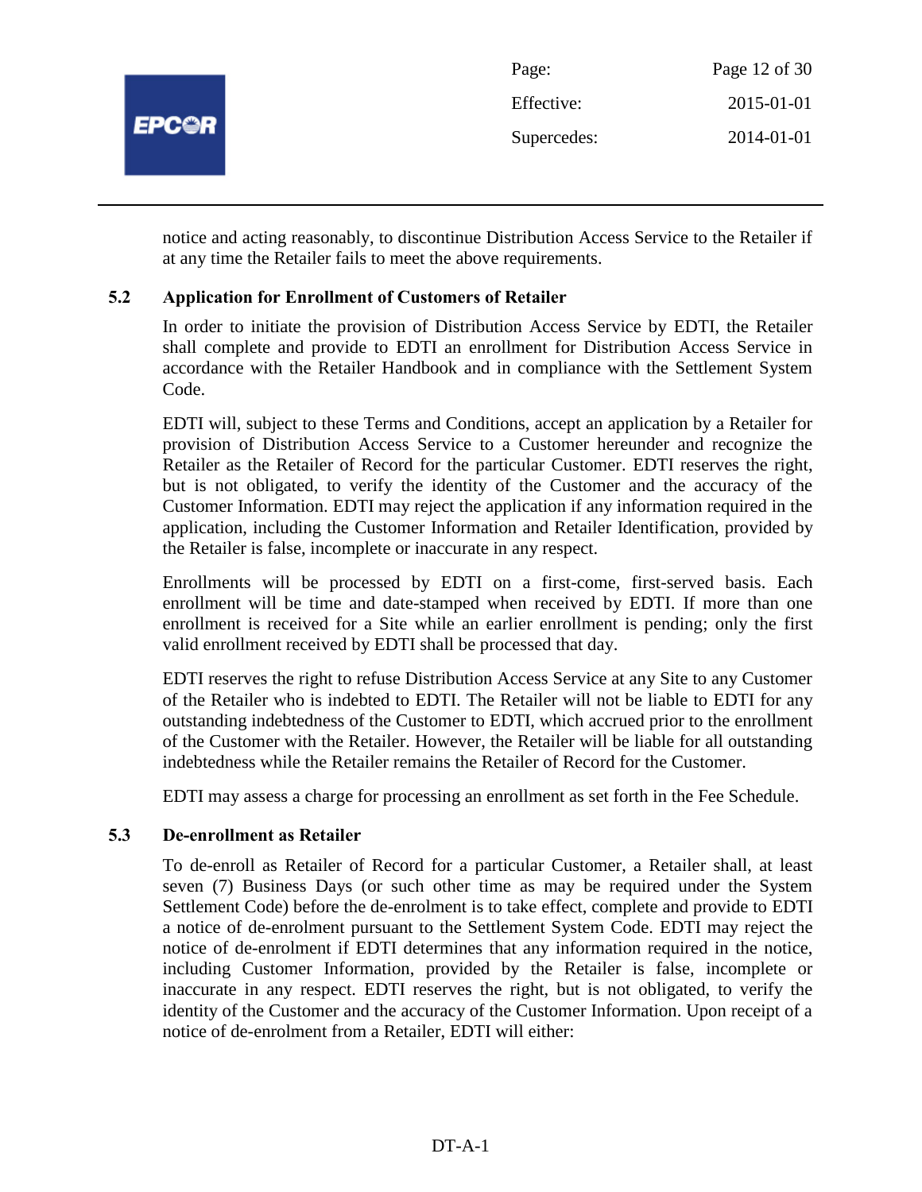notice and acting reasonably, to discontinue Distribution Access Service to the Retailer if at any time the Retailer fails to meet the above requirements.

### 5.2 Application for Enrollment of Customers of Retailer

In order to initiate the provision of Distribution Access Service by EDTI, the Retailer shall complete and provide to EDTI an enrollment for Distribution Access Service in accordance with the Retailer Handbook and in compliance with the Settlement System Code.

EDTI will, subject to these Terms and Conditions, accept an application by a Retailer for provision of Distribution Access Service to a Customer hereunder and recognize the Retailer as the Retailer of Record for the particular Customer. EDTI reserves the right, but is not obligated, to verify the identity of the Customer and the accuracy of the Customer Information. EDTI may reject the application if any information required in the application, including the Customer Information and Retailer Identification, provided by the Retailer is false, incomplete or inaccurate in any respect.

Enrollments will be processed by EDTI on a first-come, first-served basis. Each enrollment will be time and date-stamped when received by EDTI. If more than one enrollment is received for a Site while an earlier enrollment is pending; only the first valid enrollment received by EDTI shall be processed that day.

EDTI reserves the right to refuse Distribution Access Service at any Site to any Customer of the Retailer who is indebted to EDTI. The Retailer will not be liable to EDTI for any outstanding indebtedness of the Customer to EDTI, which accrued prior to the enrollment of the Customer with the Retailer. However, the Retailer will be liable for all outstanding indebtedness while the Retailer remains the Retailer of Record for the Customer.

EDTI may assess a charge for processing an enrollment as set forth in the Fee Schedule.

### 5.3 De-enrollment as Retailer

To de-enroll as Retailer of Record for a particular Customer, a Retailer shall, at least seven (7) Business Days (or such other time as may be required under the System Settlement Code) before the de-enrolment is to take effect, complete and provide to EDTI a notice of de-enrolment pursuant to the Settlement System Code. EDTI may reject the notice of de-enrolment if EDTI determines that any information required in the notice, including Customer Information, provided by the Retailer is false, incomplete or inaccurate in any respect. EDTI reserves the right, but is not obligated, to verify the identity of the Customer and the accuracy of the Customer Information. Upon receipt of a notice of de-enrolment from a Retailer, EDTI will either: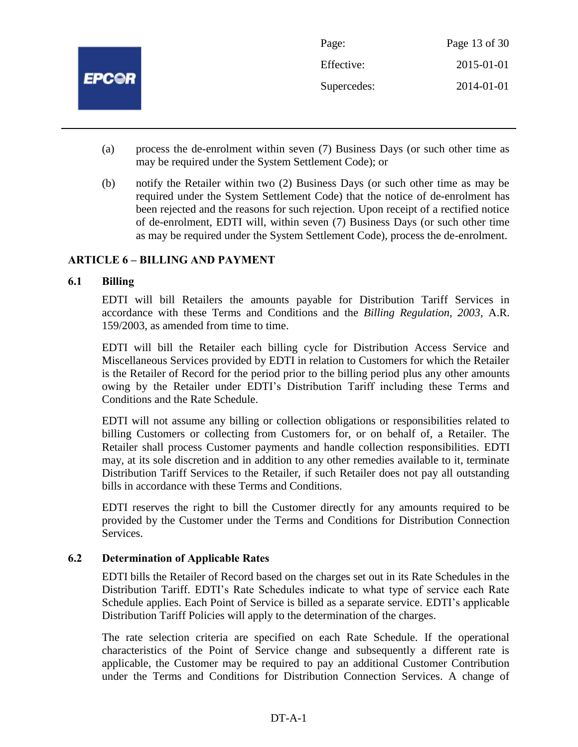(a) process the de-enrolment within seven (7) Business Days (or such other time as may be required under the System Settlement Code); or

(b) notify the Retailer within two (2) Business Days (or such other time as may be required under the System Settlement Code) that the notice of de-enrolment has been rejected and the reasons for such rejection. Upon receipt of a rectified notice of de-enrolment, EDTI will, within seven (7) Business Days (or such other time as may be required under the System Settlement Code), process the de-enrolment.

## ARTICLE 6 – BILLING AND PAYMENT

### 6.1 Billing

EDTI will bill Retailers the amounts payable for Distribution Tariff Services in accordance with these Terms and Conditions and the *Billing Regulation, 2003,* A.R. 159/2003, as amended from time to time.

EDTI will bill the Retailer each billing cycle for Distribution Access Service and Miscellaneous Services provided by EDTI in relation to Customers for which the Retailer is the Retailer of Record for the period prior to the billing period plus any other amounts owing by the Retailer under EDTI's Distribution Tariff including these Terms and Conditions and the Rate Schedule.

EDTI will not assume any billing or collection obligations or responsibilities related to billing Customers or collecting from Customers for, or on behalf of, a Retailer. The Retailer shall process Customer payments and handle collection responsibilities. EDTI may, at its sole discretion and in addition to any other remedies available to it, terminate Distribution Tariff Services to the Retailer, if such Retailer does not pay all outstanding bills in accordance with these Terms and Conditions.

EDTI reserves the right to bill the Customer directly for any amounts required to be provided by the Customer under the Terms and Conditions for Distribution Connection Services.

### 6.2 Determination of Applicable Rates

EDTI bills the Retailer of Record based on the charges set out in its Rate Schedules in the Distribution Tariff. EDTI's Rate Schedules indicate to what type of service each Rate Schedule applies. Each Point of Service is billed as a separate service. EDTI's applicable Distribution Tariff Policies will apply to the determination of the charges.

The rate selection criteria are specified on each Rate Schedule. If the operational characteristics of the Point of Service change and subsequently a different rate is applicable, the Customer may be required to pay an additional Customer Contribution under the Terms and Conditions for Distribution Connection Services. A change of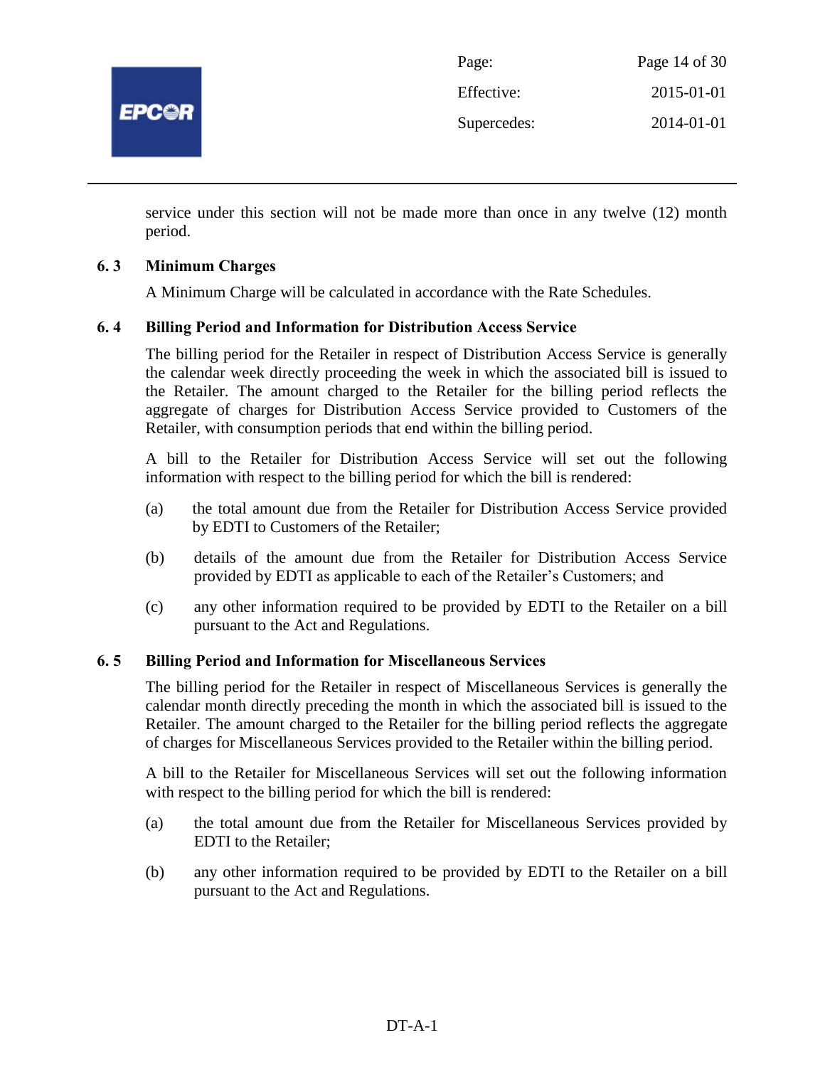service under this section will not be made more than once in any twelve (12) month period.

### 6. 3 Minimum Charges

A Minimum Charge will be calculated in accordance with the Rate Schedules.

### 6. 4 Billing Period and Information for Distribution Access Service

The billing period for the Retailer in respect of Distribution Access Service is generally the calendar week directly proceeding the week in which the associated bill is issued to the Retailer. The amount charged to the Retailer for the billing period reflects the aggregate of charges for Distribution Access Service provided to Customers of the Retailer, with consumption periods that end within the billing period.

A bill to the Retailer for Distribution Access Service will set out the following information with respect to the billing period for which the bill is rendered:

(a) the total amount due from the Retailer for Distribution Access Service provided by EDTI to Customers of the Retailer;

(b) details of the amount due from the Retailer for Distribution Access Service provided by EDTI as applicable to each of the Retailer's Customers; and

(c) any other information required to be provided by EDTI to the Retailer on a bill pursuant to the Act and Regulations.

### 6. 5 Billing Period and Information for Miscellaneous Services

The billing period for the Retailer in respect of Miscellaneous Services is generally the calendar month directly preceding the month in which the associated bill is issued to the Retailer. The amount charged to the Retailer for the billing period reflects the aggregate of charges for Miscellaneous Services provided to the Retailer within the billing period.

A bill to the Retailer for Miscellaneous Services will set out the following information with respect to the billing period for which the bill is rendered:

(a) the total amount due from the Retailer for Miscellaneous Services provided by EDTI to the Retailer;

(b) any other information required to be provided by EDTI to the Retailer on a bill pursuant to the Act and Regulations.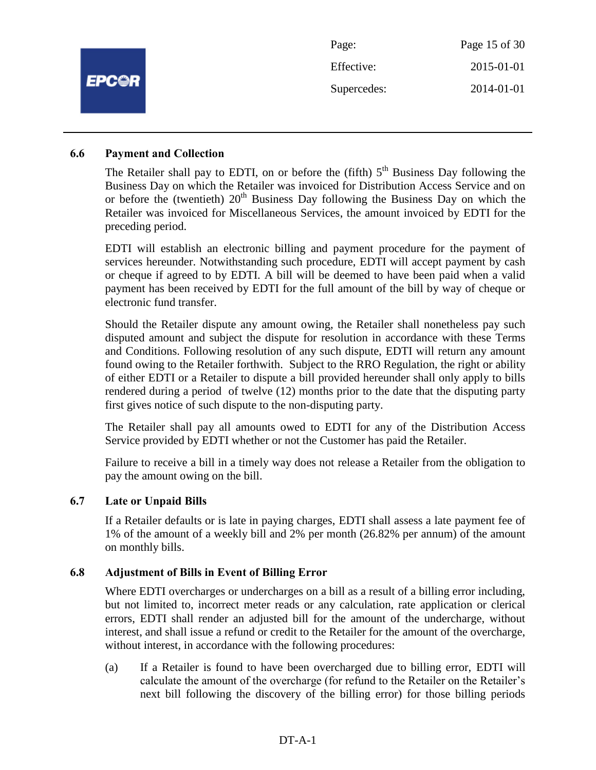### 6.6 Payment and Collection

The Retailer shall pay to EDTI, on or before the (fifth) 5th Business Day following the Business Day on which the Retailer was invoiced for Distribution Access Service and on or before the (twentieth) 20th Business Day following the Business Day on which the Retailer was invoiced for Miscellaneous Services, the amount invoiced by EDTI for the preceding period.

EDTI will establish an electronic billing and payment procedure for the payment of services hereunder. Notwithstanding such procedure, EDTI will accept payment by cash or cheque if agreed to by EDTI. A bill will be deemed to have been paid when a valid payment has been received by EDTI for the full amount of the bill by way of cheque or electronic fund transfer.

Should the Retailer dispute any amount owing, the Retailer shall nonetheless pay such disputed amount and subject the dispute for resolution in accordance with these Terms and Conditions. Following resolution of any such dispute, EDTI will return any amount found owing to the Retailer forthwith. Subject to the RRO Regulation, the right or ability of either EDTI or a Retailer to dispute a bill provided hereunder shall only apply to bills rendered during a period of twelve (12) months prior to the date that the disputing party first gives notice of such dispute to the non-disputing party.

The Retailer shall pay all amounts owed to EDTI for any of the Distribution Access Service provided by EDTI whether or not the Customer has paid the Retailer.

Failure to receive a bill in a timely way does not release a Retailer from the obligation to pay the amount owing on the bill.

### 6.7 Late or Unpaid Bills

If a Retailer defaults or is late in paying charges, EDTI shall assess a late payment fee of 1% of the amount of a weekly bill and 2% per month (26.82% per annum) of the amount on monthly bills.

### 6.8 Adjustment of Bills in Event of Billing Error

Where EDTI overcharges or undercharges on a bill as a result of a billing error including, but not limited to, incorrect meter reads or any calculation, rate application or clerical errors, EDTI shall render an adjusted bill for the amount of the undercharge, without interest, and shall issue a refund or credit to the Retailer for the amount of the overcharge, without interest, in accordance with the following procedures:

(a) If a Retailer is found to have been overcharged due to billing error, EDTI will calculate the amount of the overcharge (for refund to the Retailer on the Retailer's next bill following the discovery of the billing error) for those billing periods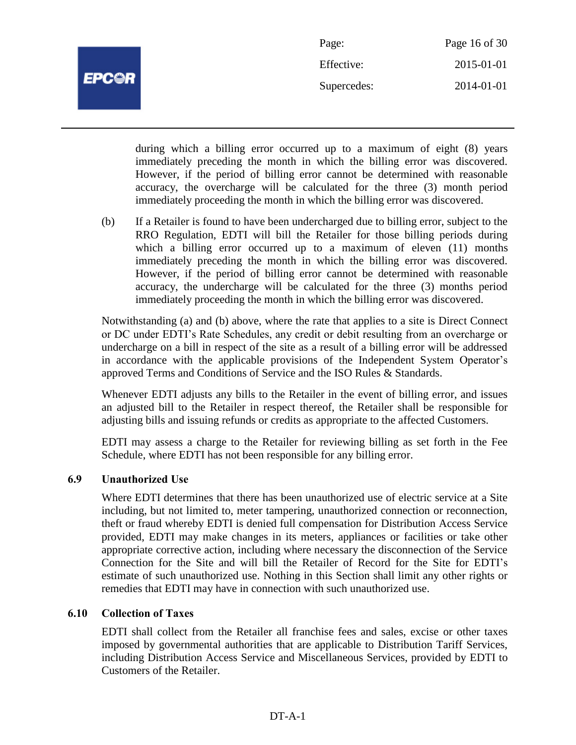during which a billing error occurred up to a maximum of eight (8) years immediately preceding the month in which the billing error was discovered. However, if the period of billing error cannot be determined with reasonable accuracy, the overcharge will be calculated for the three (3) month period immediately proceeding the month in which the billing error was discovered.

(b) If a Retailer is found to have been undercharged due to billing error, subject to the RRO Regulation, EDTI will bill the Retailer for those billing periods during which a billing error occurred up to a maximum of eleven (11) months immediately preceding the month in which the billing error was discovered. However, if the period of billing error cannot be determined with reasonable accuracy, the undercharge will be calculated for the three (3) months period immediately proceeding the month in which the billing error was discovered.

Notwithstanding (a) and (b) above, where the rate that applies to a site is Direct Connect or DC under EDTI's Rate Schedules, any credit or debit resulting from an overcharge or undercharge on a bill in respect of the site as a result of a billing error will be addressed in accordance with the applicable provisions of the Independent System Operator's approved Terms and Conditions of Service and the ISO Rules & Standards.

Whenever EDTI adjusts any bills to the Retailer in the event of billing error, and issues an adjusted bill to the Retailer in respect thereof, the Retailer shall be responsible for adjusting bills and issuing refunds or credits as appropriate to the affected Customers.

EDTI may assess a charge to the Retailer for reviewing billing as set forth in the Fee Schedule, where EDTI has not been responsible for any billing error.

### 6.9 Unauthorized Use

Where EDTI determines that there has been unauthorized use of electric service at a Site including, but not limited to, meter tampering, unauthorized connection or reconnection, theft or fraud whereby EDTI is denied full compensation for Distribution Access Service provided, EDTI may make changes in its meters, appliances or facilities or take other appropriate corrective action, including where necessary the disconnection of the Service Connection for the Site and will bill the Retailer of Record for the Site for EDTI's estimate of such unauthorized use. Nothing in this Section shall limit any other rights or remedies that EDTI may have in connection with such unauthorized use.

### 6.10 Collection of Taxes

EDTI shall collect from the Retailer all franchise fees and sales, excise or other taxes imposed by governmental authorities that are applicable to Distribution Tariff Services, including Distribution Access Service and Miscellaneous Services, provided by EDTI to Customers of the Retailer.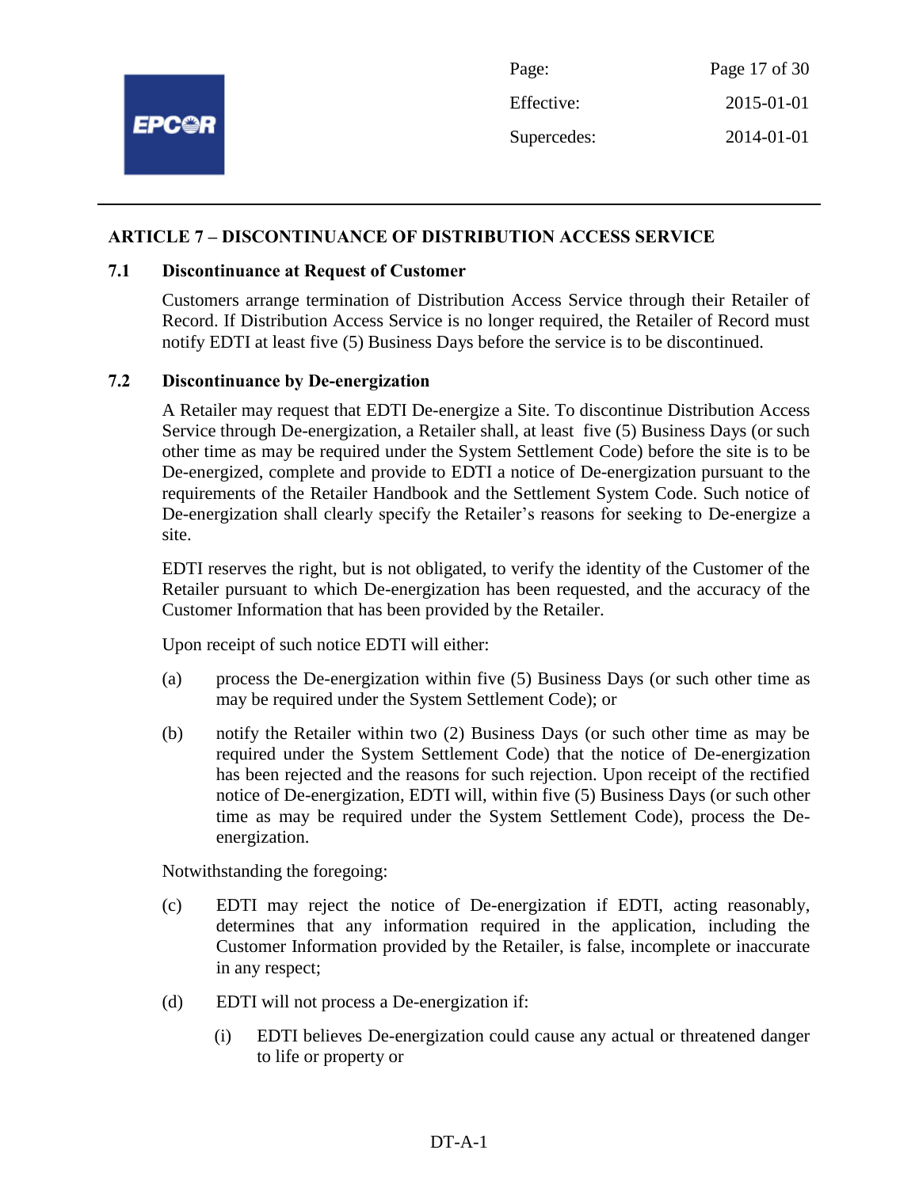## ARTICLE 7 – DISCONTINUANCE OF DISTRIBUTION ACCESS SERVICE

### 7.1 Discontinuance at Request of Customer

Customers arrange termination of Distribution Access Service through their Retailer of Record. If Distribution Access Service is no longer required, the Retailer of Record must notify EDTI at least five (5) Business Days before the service is to be discontinued.

### 7.2 Discontinuance by De-energization

A Retailer may request that EDTI De-energize a Site. To discontinue Distribution Access Service through De-energization, a Retailer shall, at least five (5) Business Days (or such other time as may be required under the System Settlement Code) before the site is to be De-energized, complete and provide to EDTI a notice of De-energization pursuant to the requirements of the Retailer Handbook and the Settlement System Code. Such notice of De-energization shall clearly specify the Retailer's reasons for seeking to De-energize a site.

EDTI reserves the right, but is not obligated, to verify the identity of the Customer of the Retailer pursuant to which De-energization has been requested, and the accuracy of the Customer Information that has been provided by the Retailer.

Upon receipt of such notice EDTI will either:

(a) process the De-energization within five (5) Business Days (or such other time as may be required under the System Settlement Code); or

(b) notify the Retailer within two (2) Business Days (or such other time as may be required under the System Settlement Code) that the notice of De-energization has been rejected and the reasons for such rejection. Upon receipt of the rectified notice of De-energization, EDTI will, within five (5) Business Days (or such other time as may be required under the System Settlement Code), process the De-energization.

Notwithstanding the foregoing:

(c) EDTI may reject the notice of De-energization if EDTI, acting reasonably, determines that any information required in the application, including the Customer Information provided by the Retailer, is false, incomplete or inaccurate in any respect;

(d) EDTI will not process a De-energization if:

   (i) EDTI believes De-energization could cause any actual or threatened danger to life or property or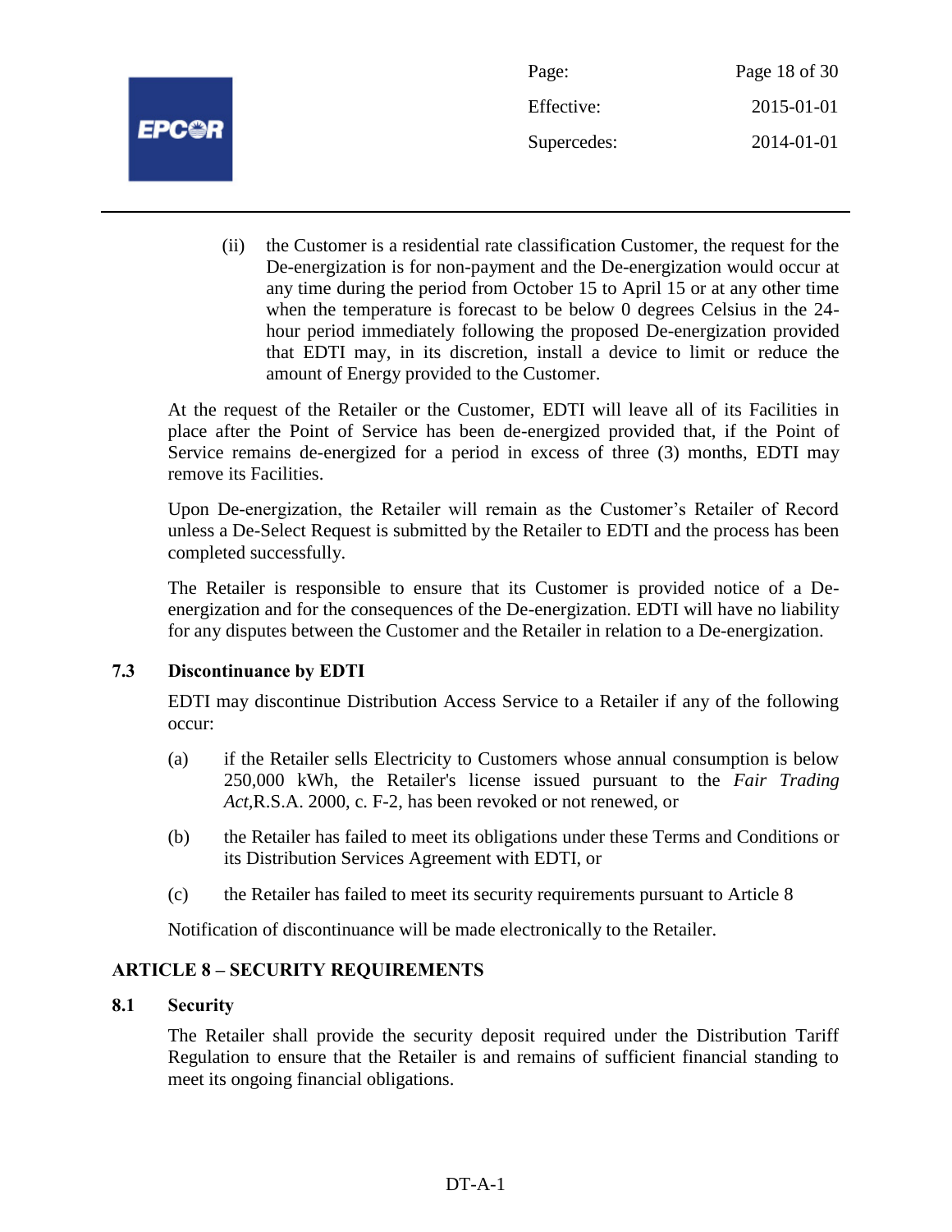(ii) the Customer is a residential rate classification Customer, the request for the De-energization is for non-payment and the De-energization would occur at any time during the period from October 15 to April 15 or at any other time when the temperature is forecast to be below 0 degrees Celsius in the 24-hour period immediately following the proposed De-energization provided that EDTI may, in its discretion, install a device to limit or reduce the amount of Energy provided to the Customer.

At the request of the Retailer or the Customer, EDTI will leave all of its Facilities in place after the Point of Service has been de-energized provided that, if the Point of Service remains de-energized for a period in excess of three (3) months, EDTI may remove its Facilities.

Upon De-energization, the Retailer will remain as the Customer's Retailer of Record unless a De-Select Request is submitted by the Retailer to EDTI and the process has been completed successfully.

The Retailer is responsible to ensure that its Customer is provided notice of a De-energization and for the consequences of the De-energization. EDTI will have no liability for any disputes between the Customer and the Retailer in relation to a De-energization.

### 7.3 Discontinuance by EDTI

EDTI may discontinue Distribution Access Service to a Retailer if any of the following occur:

(a) if the Retailer sells Electricity to Customers whose annual consumption is below 250,000 kWh, the Retailer's license issued pursuant to the *Fair Trading Act*,R.S.A. 2000, c. F-2, has been revoked or not renewed, or

(b) the Retailer has failed to meet its obligations under these Terms and Conditions or its Distribution Services Agreement with EDTI, or

(c) the Retailer has failed to meet its security requirements pursuant to Article 8

Notification of discontinuance will be made electronically to the Retailer.

## ARTICLE 8 – SECURITY REQUIREMENTS

### 8.1 Security

The Retailer shall provide the security deposit required under the Distribution Tariff Regulation to ensure that the Retailer is and remains of sufficient financial standing to meet its ongoing financial obligations.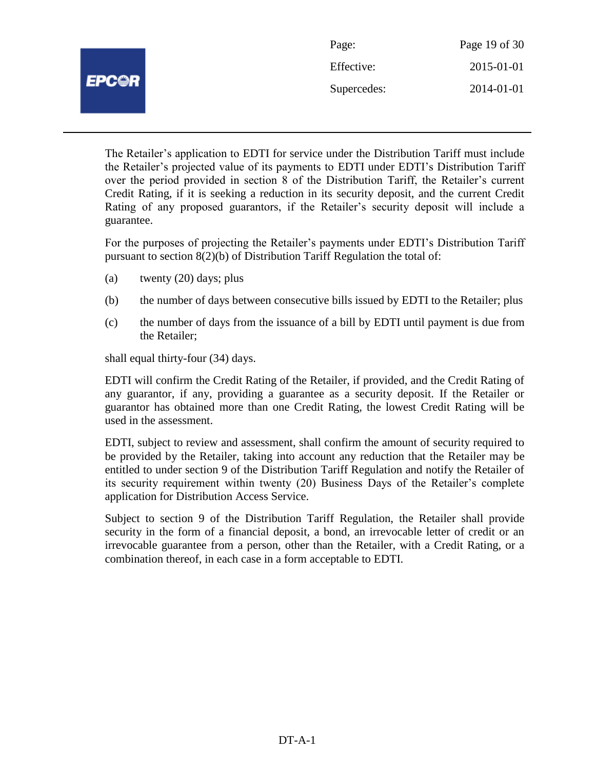The Retailer's application to EDTI for service under the Distribution Tariff must include the Retailer's projected value of its payments to EDTI under EDTI's Distribution Tariff over the period provided in section 8 of the Distribution Tariff, the Retailer's current Credit Rating, if it is seeking a reduction in its security deposit, and the current Credit Rating of any proposed guarantors, if the Retailer's security deposit will include a guarantee.

For the purposes of projecting the Retailer's payments under EDTI's Distribution Tariff pursuant to section 8(2)(b) of Distribution Tariff Regulation the total of:

(a) twenty (20) days; plus

(b) the number of days between consecutive bills issued by EDTI to the Retailer; plus

(c) the number of days from the issuance of a bill by EDTI until payment is due from the Retailer;

shall equal thirty-four (34) days.

EDTI will confirm the Credit Rating of the Retailer, if provided, and the Credit Rating of any guarantor, if any, providing a guarantee as a security deposit. If the Retailer or guarantor has obtained more than one Credit Rating, the lowest Credit Rating will be used in the assessment.

EDTI, subject to review and assessment, shall confirm the amount of security required to be provided by the Retailer, taking into account any reduction that the Retailer may be entitled to under section 9 of the Distribution Tariff Regulation and notify the Retailer of its security requirement within twenty (20) Business Days of the Retailer's complete application for Distribution Access Service.

Subject to section 9 of the Distribution Tariff Regulation, the Retailer shall provide security in the form of a financial deposit, a bond, an irrevocable letter of credit or an irrevocable guarantee from a person, other than the Retailer, with a Credit Rating, or a combination thereof, in each case in a form acceptable to EDTI.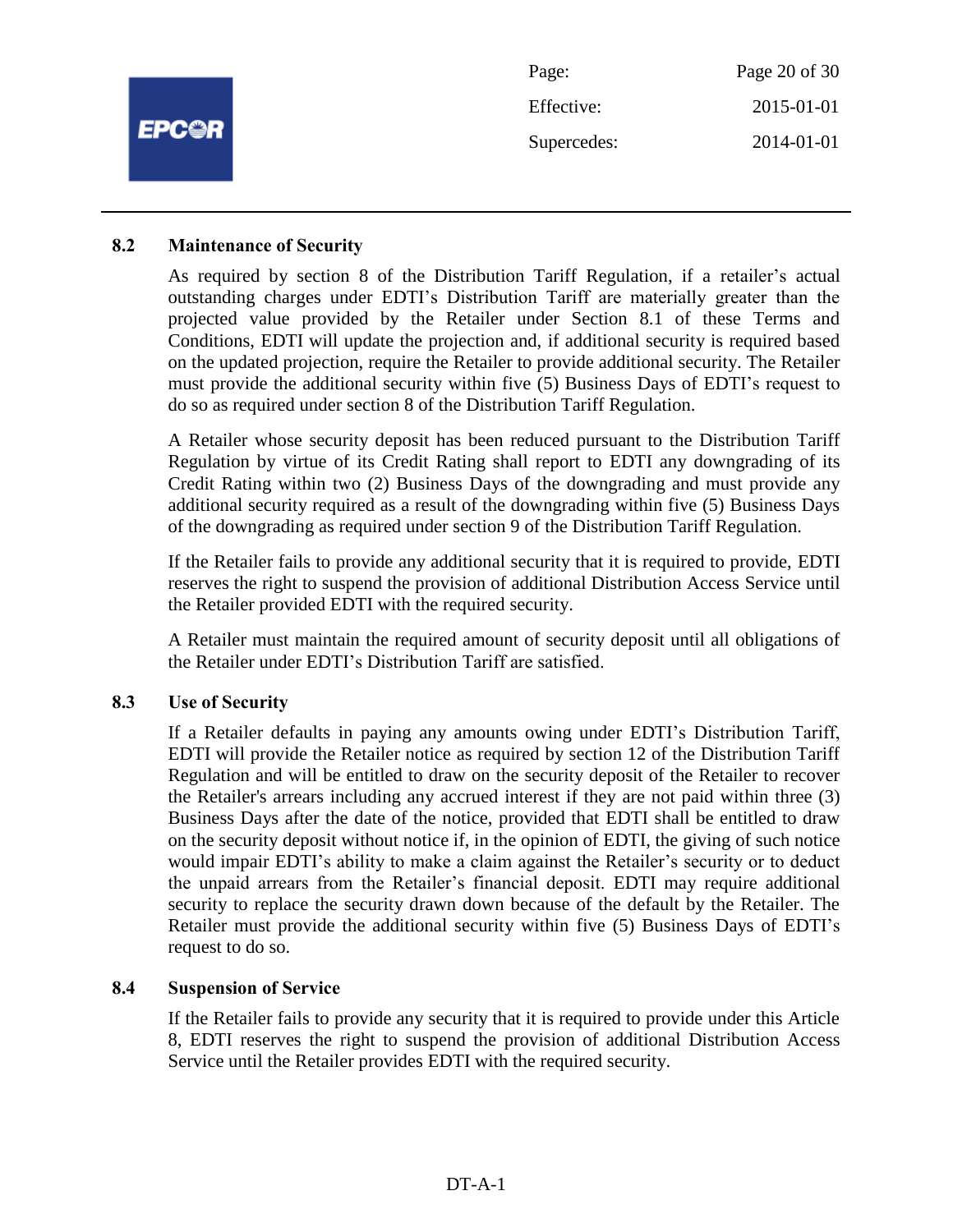### 8.2 Maintenance of Security

As required by section 8 of the Distribution Tariff Regulation, if a retailer's actual outstanding charges under EDTI's Distribution Tariff are materially greater than the projected value provided by the Retailer under Section 8.1 of these Terms and Conditions, EDTI will update the projection and, if additional security is required based on the updated projection, require the Retailer to provide additional security. The Retailer must provide the additional security within five (5) Business Days of EDTI's request to do so as required under section 8 of the Distribution Tariff Regulation.

A Retailer whose security deposit has been reduced pursuant to the Distribution Tariff Regulation by virtue of its Credit Rating shall report to EDTI any downgrading of its Credit Rating within two (2) Business Days of the downgrading and must provide any additional security required as a result of the downgrading within five (5) Business Days of the downgrading as required under section 9 of the Distribution Tariff Regulation.

If the Retailer fails to provide any additional security that it is required to provide, EDTI reserves the right to suspend the provision of additional Distribution Access Service until the Retailer provided EDTI with the required security.

A Retailer must maintain the required amount of security deposit until all obligations of the Retailer under EDTI's Distribution Tariff are satisfied.

### 8.3 Use of Security

If a Retailer defaults in paying any amounts owing under EDTI's Distribution Tariff, EDTI will provide the Retailer notice as required by section 12 of the Distribution Tariff Regulation and will be entitled to draw on the security deposit of the Retailer to recover the Retailer's arrears including any accrued interest if they are not paid within three (3) Business Days after the date of the notice, provided that EDTI shall be entitled to draw on the security deposit without notice if, in the opinion of EDTI, the giving of such notice would impair EDTI's ability to make a claim against the Retailer's security or to deduct the unpaid arrears from the Retailer's financial deposit. EDTI may require additional security to replace the security drawn down because of the default by the Retailer. The Retailer must provide the additional security within five (5) Business Days of EDTI's request to do so.

### 8.4 Suspension of Service

If the Retailer fails to provide any security that it is required to provide under this Article 8, EDTI reserves the right to suspend the provision of additional Distribution Access Service until the Retailer provides EDTI with the required security.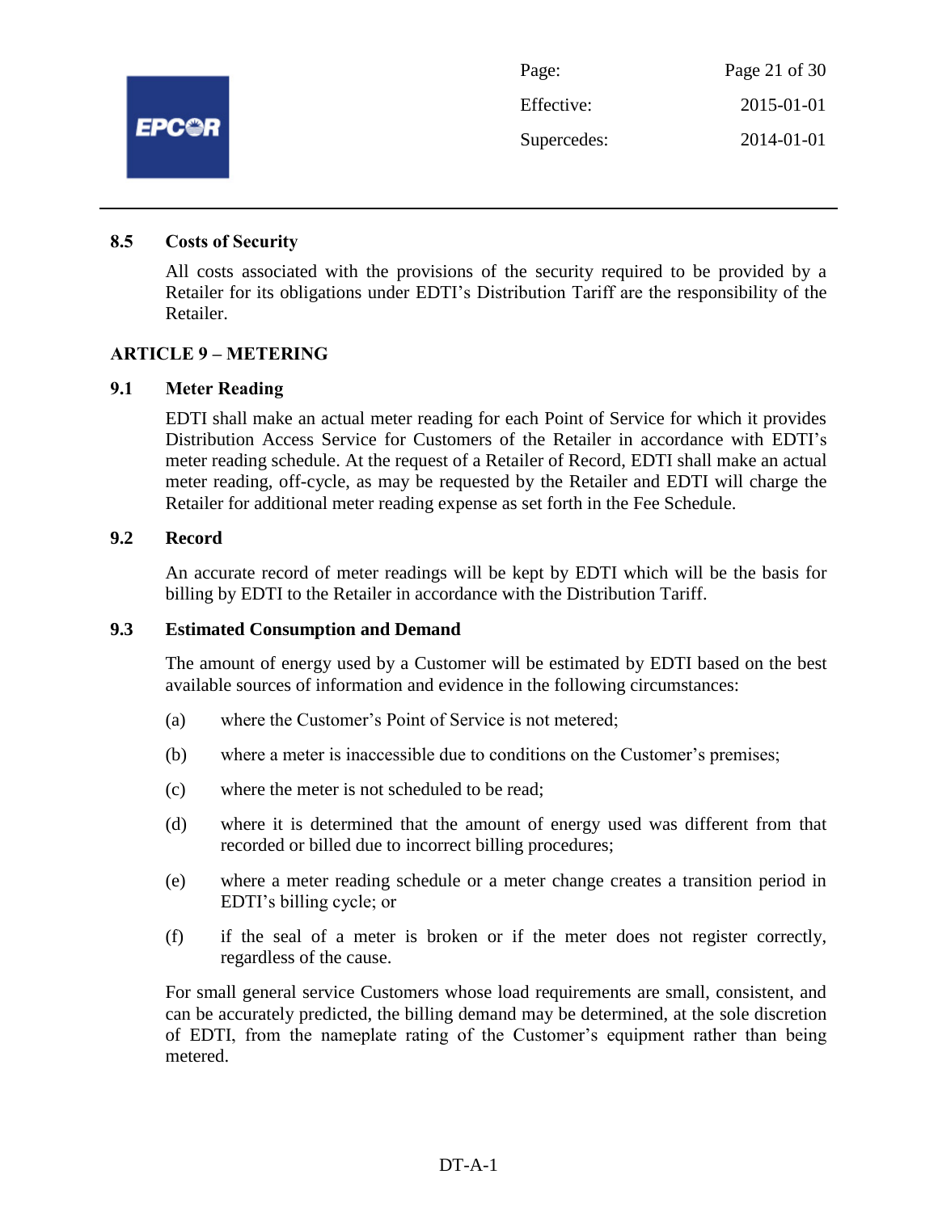### 8.5 Costs of Security

All costs associated with the provisions of the security required to be provided by a Retailer for its obligations under EDTI's Distribution Tariff are the responsibility of the Retailer.

## ARTICLE 9 – METERING

### 9.1 Meter Reading

EDTI shall make an actual meter reading for each Point of Service for which it provides Distribution Access Service for Customers of the Retailer in accordance with EDTI's meter reading schedule. At the request of a Retailer of Record, EDTI shall make an actual meter reading, off-cycle, as may be requested by the Retailer and EDTI will charge the Retailer for additional meter reading expense as set forth in the Fee Schedule.

### 9.2 Record

An accurate record of meter readings will be kept by EDTI which will be the basis for billing by EDTI to the Retailer in accordance with the Distribution Tariff.

### 9.3 Estimated Consumption and Demand

The amount of energy used by a Customer will be estimated by EDTI based on the best available sources of information and evidence in the following circumstances:

(a) where the Customer's Point of Service is not metered;

(b) where a meter is inaccessible due to conditions on the Customer's premises;

(c) where the meter is not scheduled to be read;

(d) where it is determined that the amount of energy used was different from that recorded or billed due to incorrect billing procedures;

(e) where a meter reading schedule or a meter change creates a transition period in EDTI's billing cycle; or

(f) if the seal of a meter is broken or if the meter does not register correctly, regardless of the cause.

For small general service Customers whose load requirements are small, consistent, and can be accurately predicted, the billing demand may be determined, at the sole discretion of EDTI, from the nameplate rating of the Customer's equipment rather than being metered.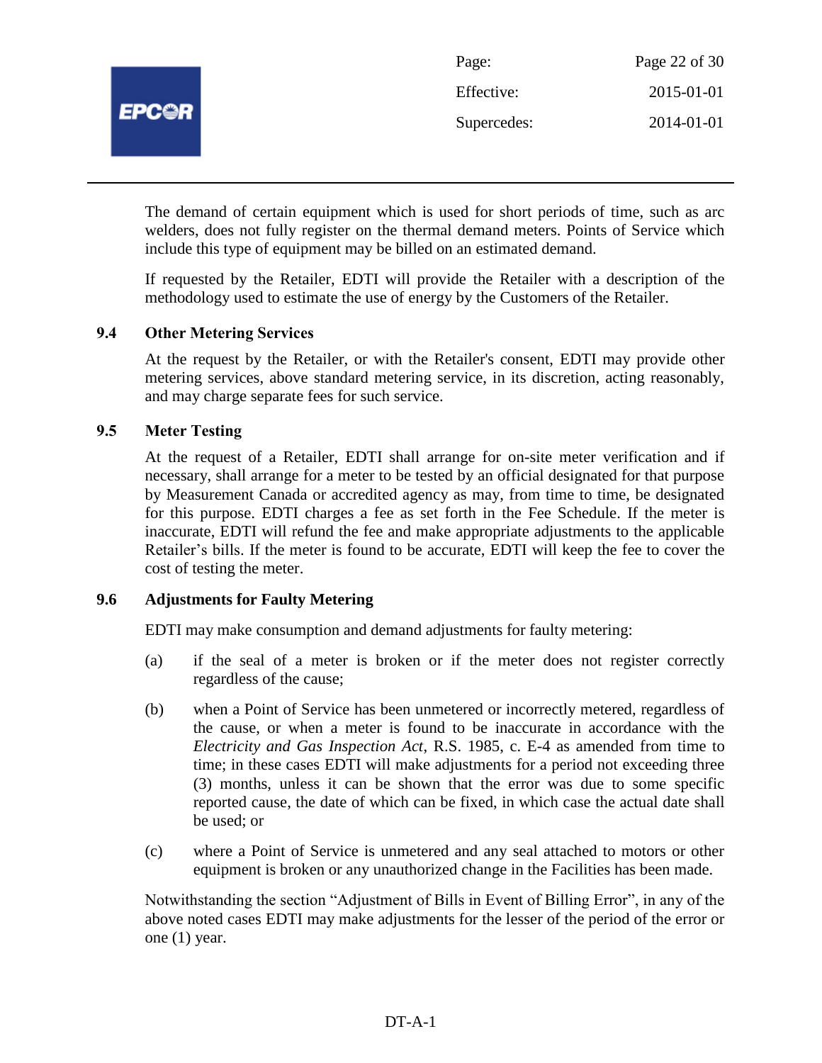The demand of certain equipment which is used for short periods of time, such as arc welders, does not fully register on the thermal demand meters. Points of Service which include this type of equipment may be billed on an estimated demand.

If requested by the Retailer, EDTI will provide the Retailer with a description of the methodology used to estimate the use of energy by the Customers of the Retailer.

### 9.4 Other Metering Services

At the request by the Retailer, or with the Retailer's consent, EDTI may provide other metering services, above standard metering service, in its discretion, acting reasonably, and may charge separate fees for such service.

### 9.5 Meter Testing

At the request of a Retailer, EDTI shall arrange for on-site meter verification and if necessary, shall arrange for a meter to be tested by an official designated for that purpose by Measurement Canada or accredited agency as may, from time to time, be designated for this purpose. EDTI charges a fee as set forth in the Fee Schedule. If the meter is inaccurate, EDTI will refund the fee and make appropriate adjustments to the applicable Retailer's bills. If the meter is found to be accurate, EDTI will keep the fee to cover the cost of testing the meter.

### 9.6 Adjustments for Faulty Metering

EDTI may make consumption and demand adjustments for faulty metering:

(a) if the seal of a meter is broken or if the meter does not register correctly regardless of the cause;

(b) when a Point of Service has been unmetered or incorrectly metered, regardless of the cause, or when a meter is found to be inaccurate in accordance with the *Electricity and Gas Inspection Act*, R.S. 1985, c. E-4 as amended from time to time; in these cases EDTI will make adjustments for a period not exceeding three (3) months, unless it can be shown that the error was due to some specific reported cause, the date of which can be fixed, in which case the actual date shall be used; or

(c) where a Point of Service is unmetered and any seal attached to motors or other equipment is broken or any unauthorized change in the Facilities has been made.

Notwithstanding the section "Adjustment of Bills in Event of Billing Error", in any of the above noted cases EDTI may make adjustments for the lesser of the period of the error or one (1) year.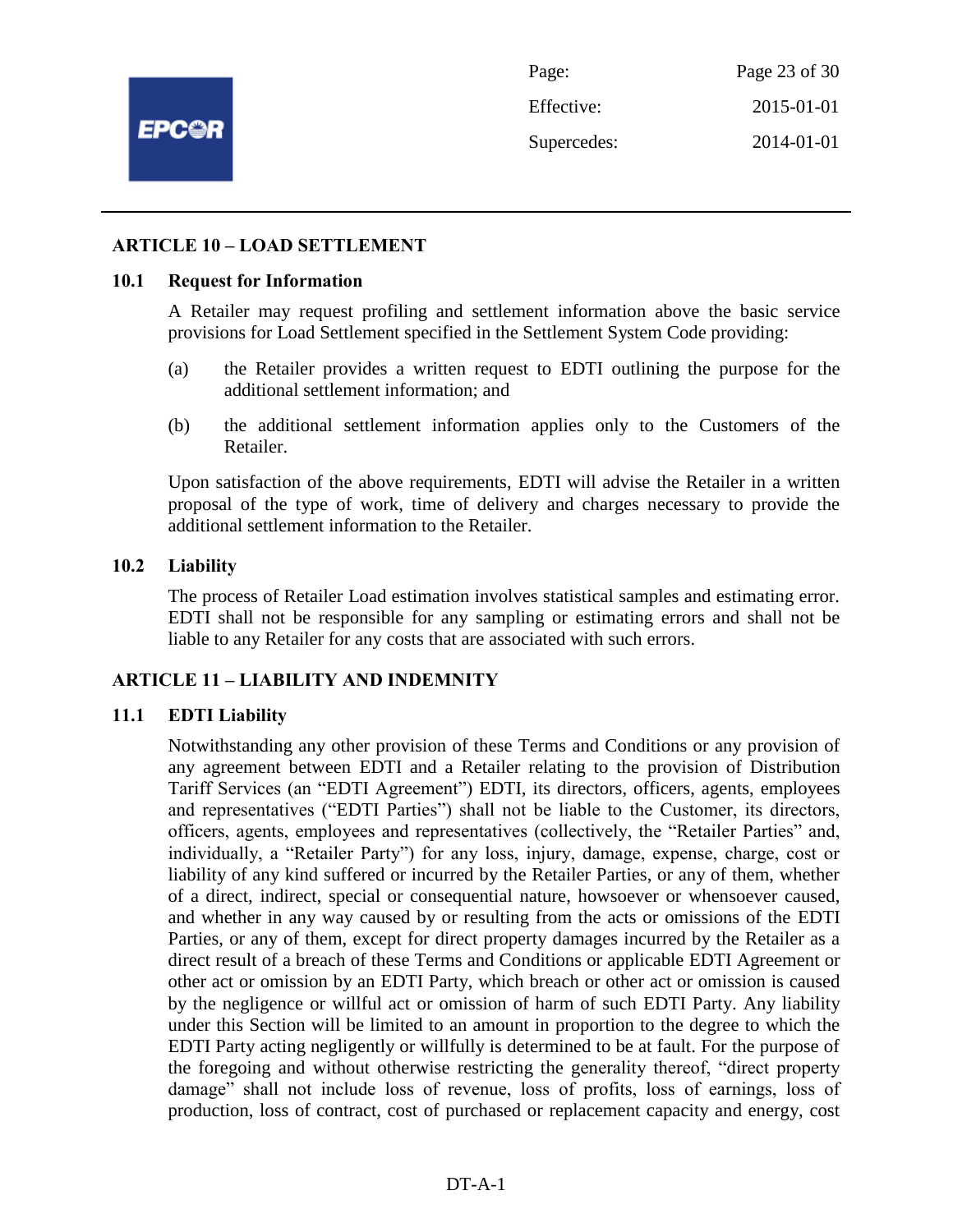## ARTICLE 10 – LOAD SETTLEMENT

### 10.1 Request for Information

A Retailer may request profiling and settlement information above the basic service provisions for Load Settlement specified in the Settlement System Code providing:

(a) the Retailer provides a written request to EDTI outlining the purpose for the additional settlement information; and

(b) the additional settlement information applies only to the Customers of the Retailer.

Upon satisfaction of the above requirements, EDTI will advise the Retailer in a written proposal of the type of work, time of delivery and charges necessary to provide the additional settlement information to the Retailer.

### 10.2 Liability

The process of Retailer Load estimation involves statistical samples and estimating error. EDTI shall not be responsible for any sampling or estimating errors and shall not be liable to any Retailer for any costs that are associated with such errors.

## ARTICLE 11 – LIABILITY AND INDEMNITY

### 11.1 EDTI Liability

Notwithstanding any other provision of these Terms and Conditions or any provision of any agreement between EDTI and a Retailer relating to the provision of Distribution Tariff Services (an "EDTI Agreement") EDTI, its directors, officers, agents, employees and representatives ("EDTI Parties") shall not be liable to the Customer, its directors, officers, agents, employees and representatives (collectively, the "Retailer Parties" and, individually, a "Retailer Party") for any loss, injury, damage, expense, charge, cost or liability of any kind suffered or incurred by the Retailer Parties, or any of them, whether of a direct, indirect, special or consequential nature, howsoever or whensoever caused, and whether in any way caused by or resulting from the acts or omissions of the EDTI Parties, or any of them, except for direct property damages incurred by the Retailer as a direct result of a breach of these Terms and Conditions or applicable EDTI Agreement or other act or omission by an EDTI Party, which breach or other act or omission is caused by the negligence or willful act or omission of harm of such EDTI Party. Any liability under this Section will be limited to an amount in proportion to the degree to which the EDTI Party acting negligently or willfully is determined to be at fault. For the purpose of the foregoing and without otherwise restricting the generality thereof, "direct property damage" shall not include loss of revenue, loss of profits, loss of earnings, loss of production, loss of contract, cost of purchased or replacement capacity and energy, cost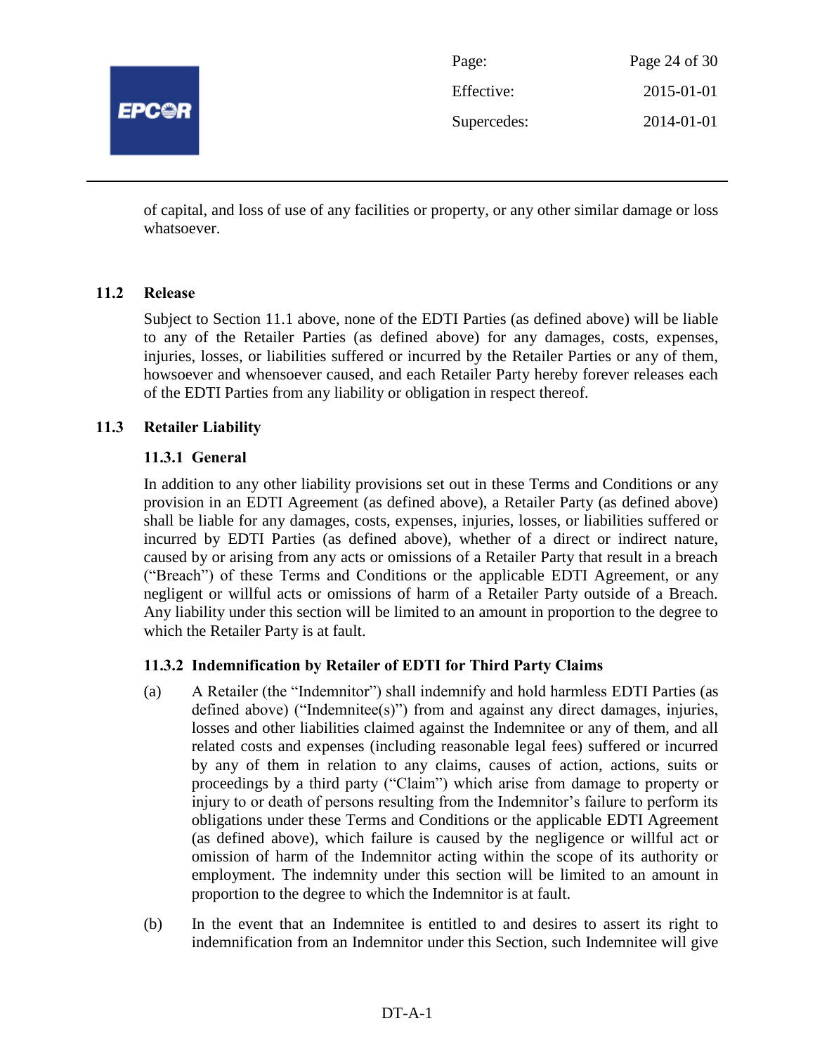of capital, and loss of use of any facilities or property, or any other similar damage or loss whatsoever.

## 11.2 Release

Subject to Section 11.1 above, none of the EDTI Parties (as defined above) will be liable to any of the Retailer Parties (as defined above) for any damages, costs, expenses, injuries, losses, or liabilities suffered or incurred by the Retailer Parties or any of them, howsoever and whensoever caused, and each Retailer Party hereby forever releases each of the EDTI Parties from any liability or obligation in respect thereof.

## 11.3 Retailer Liability

### 11.3.1 General

In addition to any other liability provisions set out in these Terms and Conditions or any provision in an EDTI Agreement (as defined above), a Retailer Party (as defined above) shall be liable for any damages, costs, expenses, injuries, losses, or liabilities suffered or incurred by EDTI Parties (as defined above), whether of a direct or indirect nature, caused by or arising from any acts or omissions of a Retailer Party that result in a breach ("Breach") of these Terms and Conditions or the applicable EDTI Agreement, or any negligent or willful acts or omissions of harm of a Retailer Party outside of a Breach. Any liability under this section will be limited to an amount in proportion to the degree to which the Retailer Party is at fault.

### 11.3.2 Indemnification by Retailer of EDTI for Third Party Claims

(a) A Retailer (the "Indemnitor") shall indemnify and hold harmless EDTI Parties (as defined above) ("Indemnitee(s)") from and against any direct damages, injuries, losses and other liabilities claimed against the Indemnitee or any of them, and all related costs and expenses (including reasonable legal fees) suffered or incurred by any of them in relation to any claims, causes of action, actions, suits or proceedings by a third party ("Claim") which arise from damage to property or injury to or death of persons resulting from the Indemnitor's failure to perform its obligations under these Terms and Conditions or the applicable EDTI Agreement (as defined above), which failure is caused by the negligence or willful act or omission of harm of the Indemnitor acting within the scope of its authority or employment. The indemnity under this section will be limited to an amount in proportion to the degree to which the Indemnitor is at fault.

(b) In the event that an Indemnitee is entitled to and desires to assert its right to indemnification from an Indemnitor under this Section, such Indemnitee will give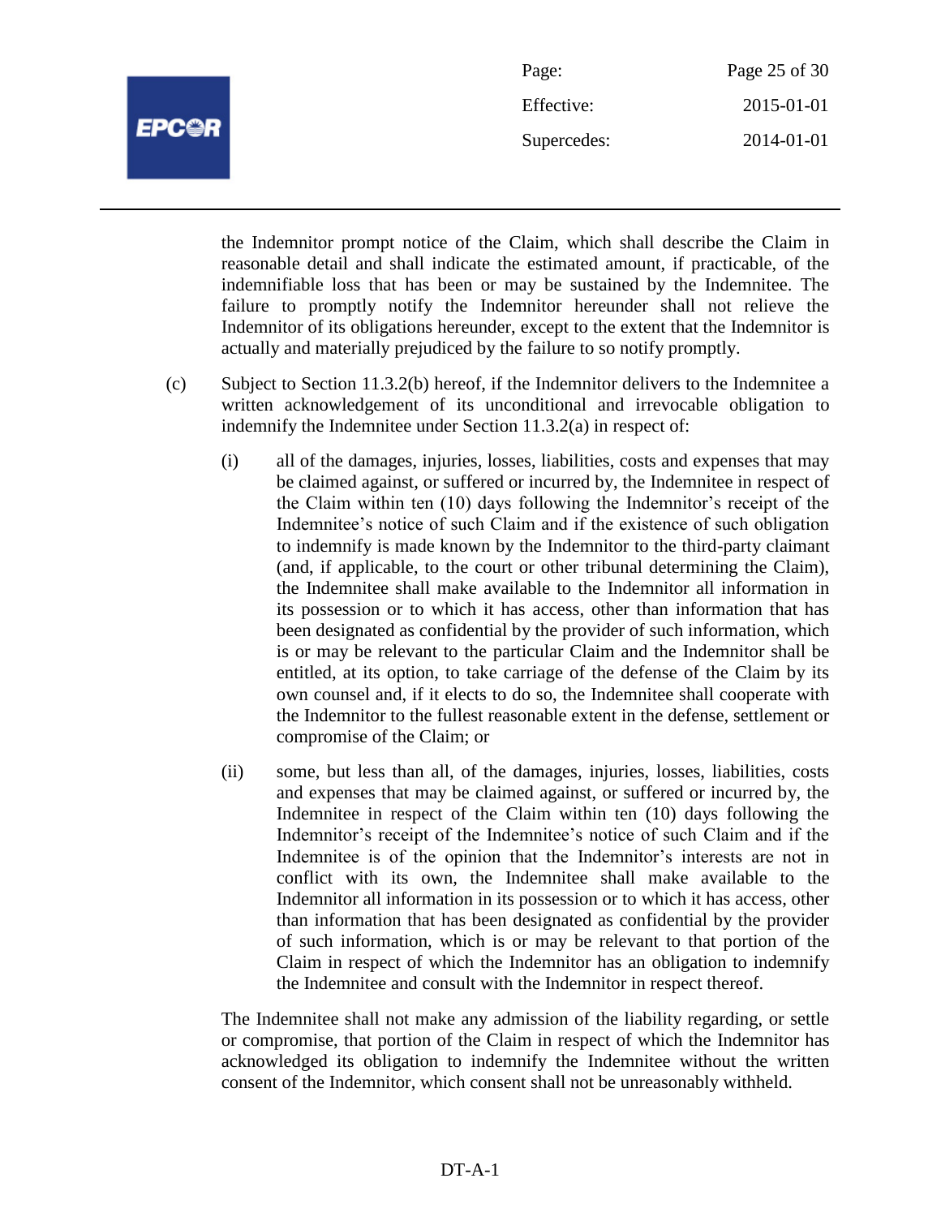the Indemnitor prompt notice of the Claim, which shall describe the Claim in reasonable detail and shall indicate the estimated amount, if practicable, of the indemnifiable loss that has been or may be sustained by the Indemnitee. The failure to promptly notify the Indemnitor hereunder shall not relieve the Indemnitor of its obligations hereunder, except to the extent that the Indemnitor is actually and materially prejudiced by the failure to so notify promptly.

(c) Subject to Section 11.3.2(b) hereof, if the Indemnitor delivers to the Indemnitee a written acknowledgement of its unconditional and irrevocable obligation to indemnify the Indemnitee under Section 11.3.2(a) in respect of:

(i) all of the damages, injuries, losses, liabilities, costs and expenses that may be claimed against, or suffered or incurred by, the Indemnitee in respect of the Claim within ten (10) days following the Indemnitor's receipt of the Indemnitee's notice of such Claim and if the existence of such obligation to indemnify is made known by the Indemnitor to the third-party claimant (and, if applicable, to the court or other tribunal determining the Claim), the Indemnitee shall make available to the Indemnitor all information in its possession or to which it has access, other than information that has been designated as confidential by the provider of such information, which is or may be relevant to the particular Claim and the Indemnitor shall be entitled, at its option, to take carriage of the defense of the Claim by its own counsel and, if it elects to do so, the Indemnitee shall cooperate with the Indemnitor to the fullest reasonable extent in the defense, settlement or compromise of the Claim; or

(ii) some, but less than all, of the damages, injuries, losses, liabilities, costs and expenses that may be claimed against, or suffered or incurred by, the Indemnitee in respect of the Claim within ten (10) days following the Indemnitor's receipt of the Indemnitee's notice of such Claim and if the Indemnitee is of the opinion that the Indemnitor's interests are not in conflict with its own, the Indemnitee shall make available to the Indemnitor all information in its possession or to which it has access, other than information that has been designated as confidential by the provider of such information, which is or may be relevant to that portion of the Claim in respect of which the Indemnitor has an obligation to indemnify the Indemnitee and consult with the Indemnitor in respect thereof.

The Indemnitee shall not make any admission of the liability regarding, or settle or compromise, that portion of the Claim in respect of which the Indemnitor has acknowledged its obligation to indemnify the Indemnitee without the written consent of the Indemnitor, which consent shall not be unreasonably withheld.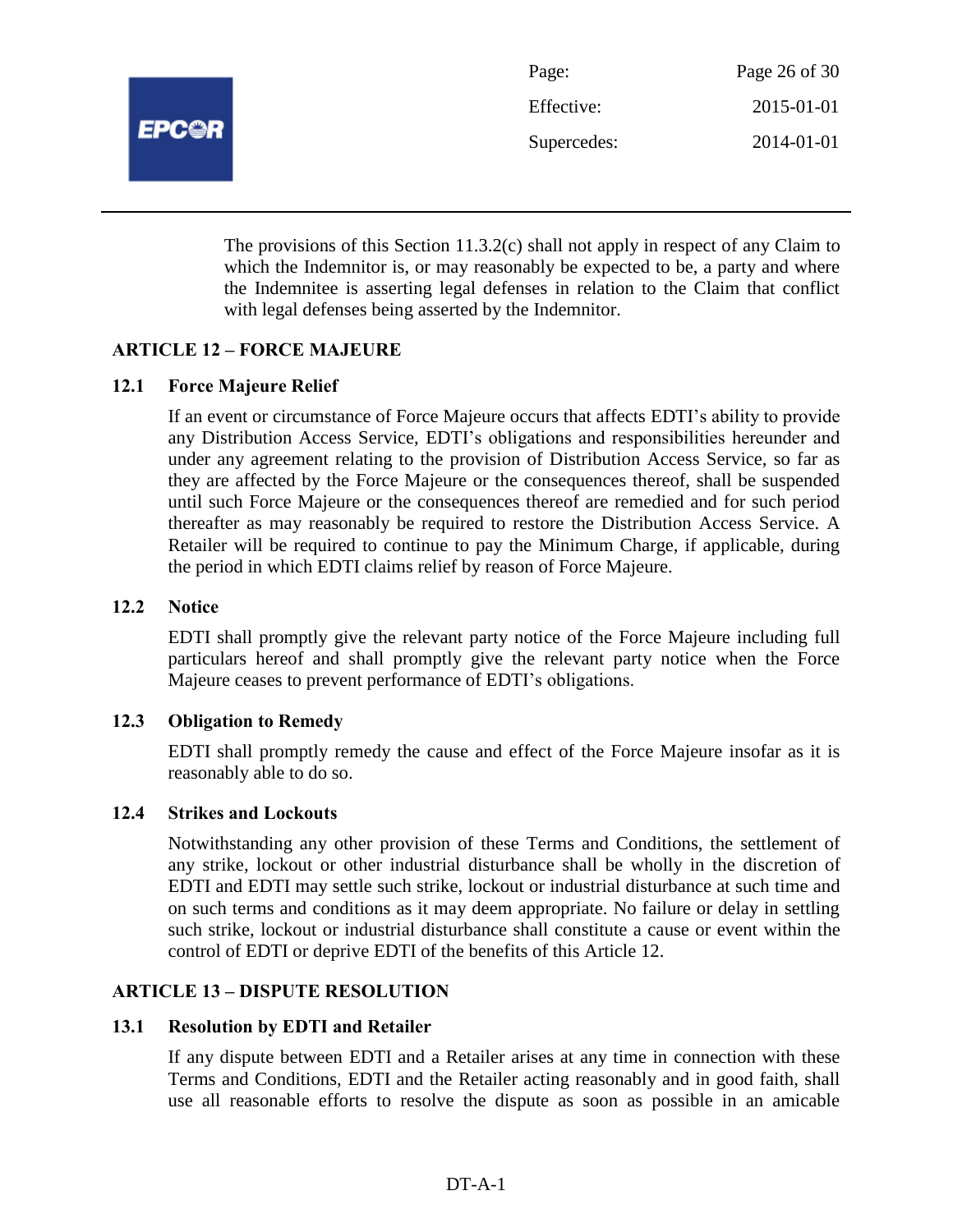The provisions of this Section 11.3.2(c) shall not apply in respect of any Claim to which the Indemnitor is, or may reasonably be expected to be, a party and where the Indemnitee is asserting legal defenses in relation to the Claim that conflict with legal defenses being asserted by the Indemnitor.

## ARTICLE 12 – FORCE MAJEURE

### 12.1 Force Majeure Relief

If an event or circumstance of Force Majeure occurs that affects EDTI's ability to provide any Distribution Access Service, EDTI's obligations and responsibilities hereunder and under any agreement relating to the provision of Distribution Access Service, so far as they are affected by the Force Majeure or the consequences thereof, shall be suspended until such Force Majeure or the consequences thereof are remedied and for such period thereafter as may reasonably be required to restore the Distribution Access Service. A Retailer will be required to continue to pay the Minimum Charge, if applicable, during the period in which EDTI claims relief by reason of Force Majeure.

### 12.2 Notice

EDTI shall promptly give the relevant party notice of the Force Majeure including full particulars hereof and shall promptly give the relevant party notice when the Force Majeure ceases to prevent performance of EDTI's obligations.

### 12.3 Obligation to Remedy

EDTI shall promptly remedy the cause and effect of the Force Majeure insofar as it is reasonably able to do so.

### 12.4 Strikes and Lockouts

Notwithstanding any other provision of these Terms and Conditions, the settlement of any strike, lockout or other industrial disturbance shall be wholly in the discretion of EDTI and EDTI may settle such strike, lockout or industrial disturbance at such time and on such terms and conditions as it may deem appropriate. No failure or delay in settling such strike, lockout or industrial disturbance shall constitute a cause or event within the control of EDTI or deprive EDTI of the benefits of this Article 12.

## ARTICLE 13 – DISPUTE RESOLUTION

### 13.1 Resolution by EDTI and Retailer

If any dispute between EDTI and a Retailer arises at any time in connection with these Terms and Conditions, EDTI and the Retailer acting reasonably and in good faith, shall use all reasonable efforts to resolve the dispute as soon as possible in an amicable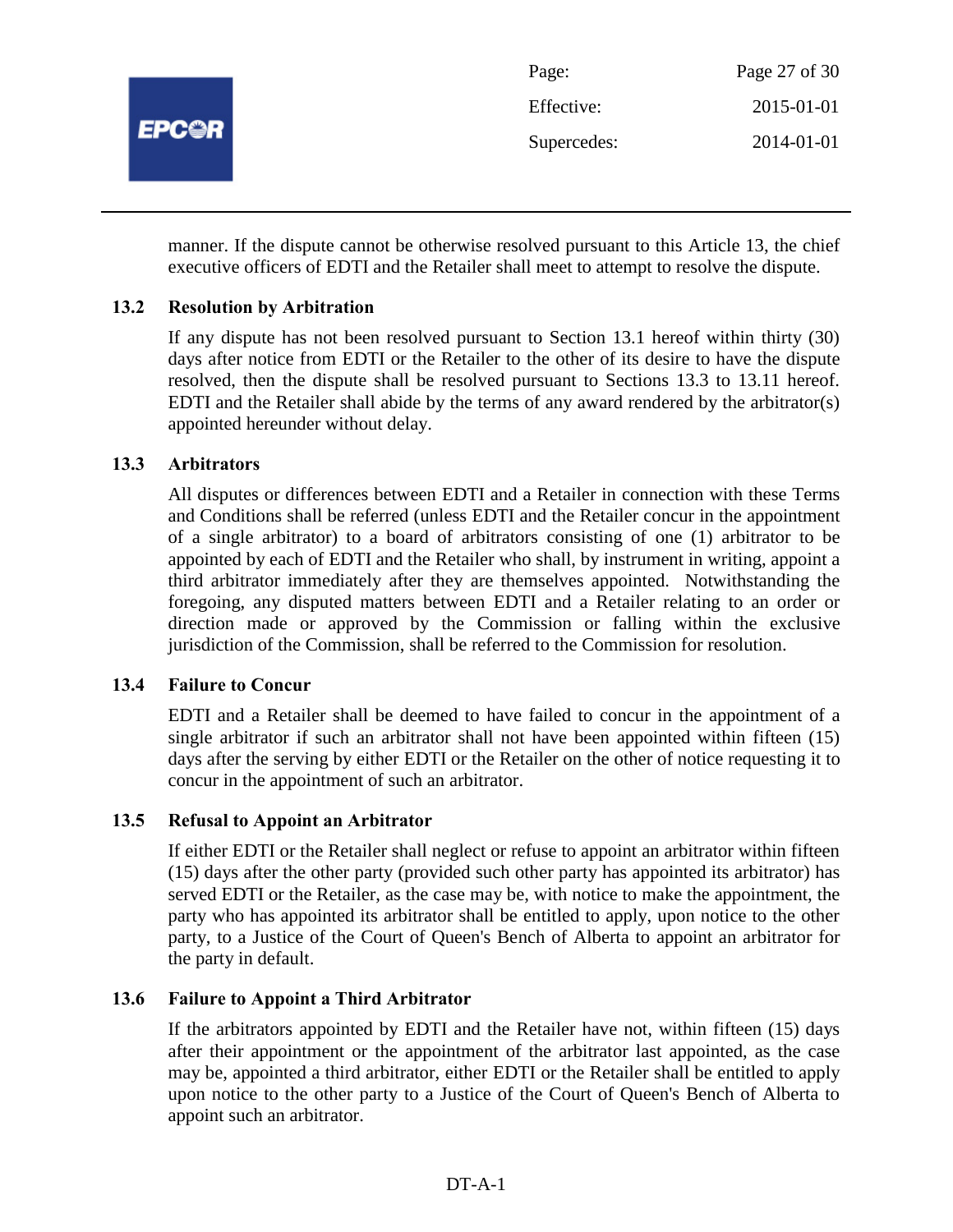manner. If the dispute cannot be otherwise resolved pursuant to this Article 13, the chief executive officers of EDTI and the Retailer shall meet to attempt to resolve the dispute.

### 13.2 Resolution by Arbitration

If any dispute has not been resolved pursuant to Section 13.1 hereof within thirty (30) days after notice from EDTI or the Retailer to the other of its desire to have the dispute resolved, then the dispute shall be resolved pursuant to Sections 13.3 to 13.11 hereof. EDTI and the Retailer shall abide by the terms of any award rendered by the arbitrator(s) appointed hereunder without delay.

### 13.3 Arbitrators

All disputes or differences between EDTI and a Retailer in connection with these Terms and Conditions shall be referred (unless EDTI and the Retailer concur in the appointment of a single arbitrator) to a board of arbitrators consisting of one (1) arbitrator to be appointed by each of EDTI and the Retailer who shall, by instrument in writing, appoint a third arbitrator immediately after they are themselves appointed. Notwithstanding the foregoing, any disputed matters between EDTI and a Retailer relating to an order or direction made or approved by the Commission or falling within the exclusive jurisdiction of the Commission, shall be referred to the Commission for resolution.

### 13.4 Failure to Concur

EDTI and a Retailer shall be deemed to have failed to concur in the appointment of a single arbitrator if such an arbitrator shall not have been appointed within fifteen (15) days after the serving by either EDTI or the Retailer on the other of notice requesting it to concur in the appointment of such an arbitrator.

### 13.5 Refusal to Appoint an Arbitrator

If either EDTI or the Retailer shall neglect or refuse to appoint an arbitrator within fifteen (15) days after the other party (provided such other party has appointed its arbitrator) has served EDTI or the Retailer, as the case may be, with notice to make the appointment, the party who has appointed its arbitrator shall be entitled to apply, upon notice to the other party, to a Justice of the Court of Queen's Bench of Alberta to appoint an arbitrator for the party in default.

### 13.6 Failure to Appoint a Third Arbitrator

If the arbitrators appointed by EDTI and the Retailer have not, within fifteen (15) days after their appointment or the appointment of the arbitrator last appointed, as the case may be, appointed a third arbitrator, either EDTI or the Retailer shall be entitled to apply upon notice to the other party to a Justice of the Court of Queen's Bench of Alberta to appoint such an arbitrator.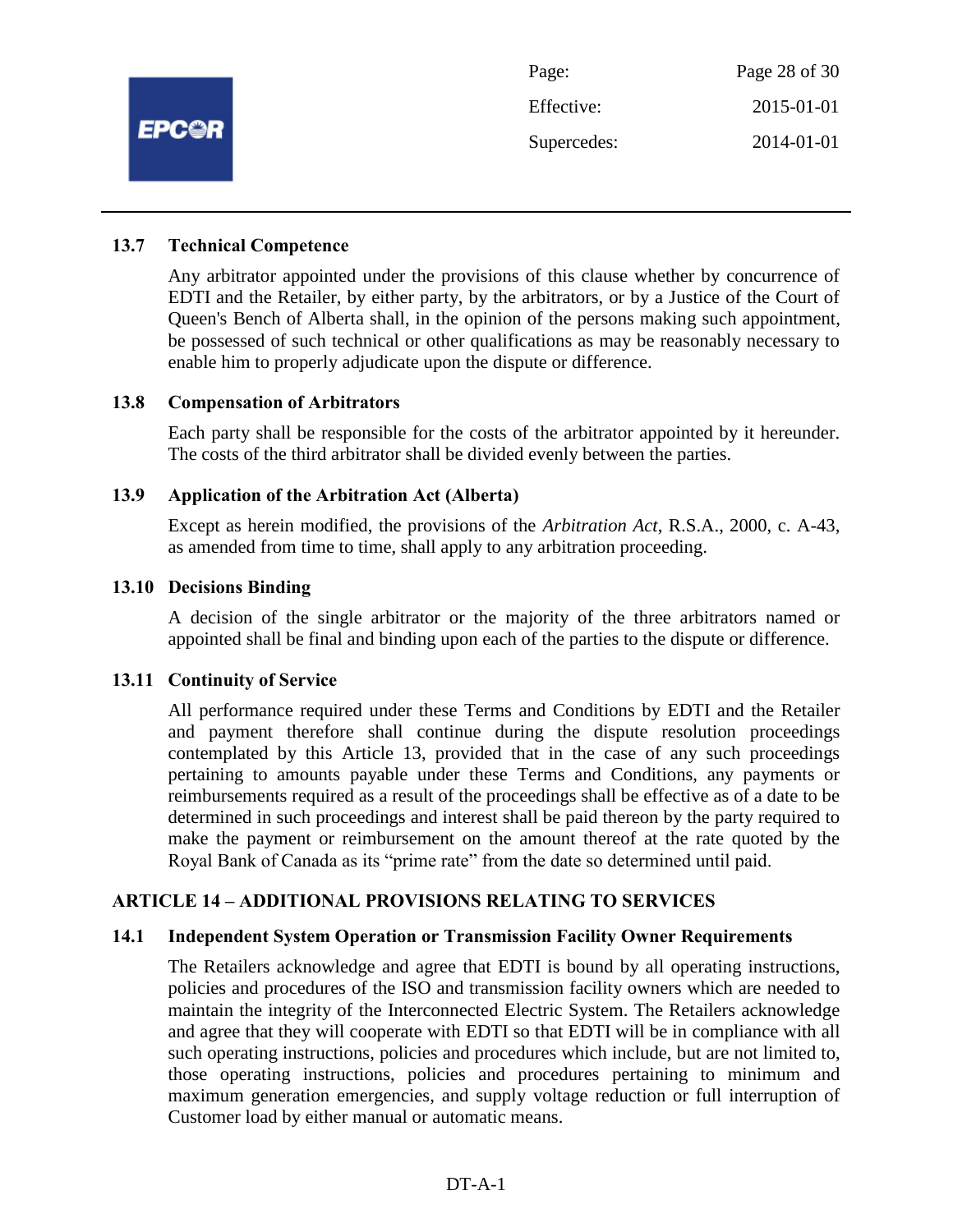### 13.7 Technical Competence

Any arbitrator appointed under the provisions of this clause whether by concurrence of EDTI and the Retailer, by either party, by the arbitrators, or by a Justice of the Court of Queen's Bench of Alberta shall, in the opinion of the persons making such appointment, be possessed of such technical or other qualifications as may be reasonably necessary to enable him to properly adjudicate upon the dispute or difference.

### 13.8 Compensation of Arbitrators

Each party shall be responsible for the costs of the arbitrator appointed by it hereunder. The costs of the third arbitrator shall be divided evenly between the parties.

### 13.9 Application of the Arbitration Act (Alberta)

Except as herein modified, the provisions of the *Arbitration Act*, R.S.A., 2000, c. A-43, as amended from time to time, shall apply to any arbitration proceeding.

### 13.10 Decisions Binding

A decision of the single arbitrator or the majority of the three arbitrators named or appointed shall be final and binding upon each of the parties to the dispute or difference.

### 13.11 Continuity of Service

All performance required under these Terms and Conditions by EDTI and the Retailer and payment therefore shall continue during the dispute resolution proceedings contemplated by this Article 13, provided that in the case of any such proceedings pertaining to amounts payable under these Terms and Conditions, any payments or reimbursements required as a result of the proceedings shall be effective as of a date to be determined in such proceedings and interest shall be paid thereon by the party required to make the payment or reimbursement on the amount thereof at the rate quoted by the Royal Bank of Canada as its "prime rate" from the date so determined until paid.

## ARTICLE 14 – ADDITIONAL PROVISIONS RELATING TO SERVICES

### 14.1 Independent System Operation or Transmission Facility Owner Requirements

The Retailers acknowledge and agree that EDTI is bound by all operating instructions, policies and procedures of the ISO and transmission facility owners which are needed to maintain the integrity of the Interconnected Electric System. The Retailers acknowledge and agree that they will cooperate with EDTI so that EDTI will be in compliance with all such operating instructions, policies and procedures which include, but are not limited to, those operating instructions, policies and procedures pertaining to minimum and maximum generation emergencies, and supply voltage reduction or full interruption of Customer load by either manual or automatic means.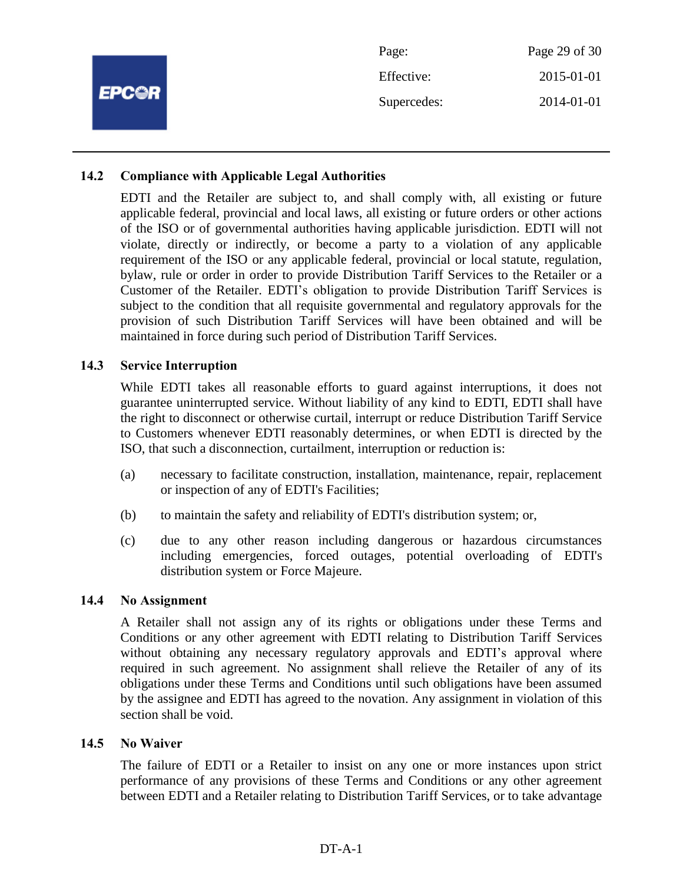### 14.2 Compliance with Applicable Legal Authorities

EDTI and the Retailer are subject to, and shall comply with, all existing or future applicable federal, provincial and local laws, all existing or future orders or other actions of the ISO or of governmental authorities having applicable jurisdiction. EDTI will not violate, directly or indirectly, or become a party to a violation of any applicable requirement of the ISO or any applicable federal, provincial or local statute, regulation, bylaw, rule or order in order to provide Distribution Tariff Services to the Retailer or a Customer of the Retailer. EDTI's obligation to provide Distribution Tariff Services is subject to the condition that all requisite governmental and regulatory approvals for the provision of such Distribution Tariff Services will have been obtained and will be maintained in force during such period of Distribution Tariff Services.

### 14.3 Service Interruption

While EDTI takes all reasonable efforts to guard against interruptions, it does not guarantee uninterrupted service. Without liability of any kind to EDTI, EDTI shall have the right to disconnect or otherwise curtail, interrupt or reduce Distribution Tariff Service to Customers whenever EDTI reasonably determines, or when EDTI is directed by the ISO, that such a disconnection, curtailment, interruption or reduction is:

(a) necessary to facilitate construction, installation, maintenance, repair, replacement or inspection of any of EDTI's Facilities;

(b) to maintain the safety and reliability of EDTI's distribution system; or,

(c) due to any other reason including dangerous or hazardous circumstances including emergencies, forced outages, potential overloading of EDTI's distribution system or Force Majeure.

### 14.4 No Assignment

A Retailer shall not assign any of its rights or obligations under these Terms and Conditions or any other agreement with EDTI relating to Distribution Tariff Services without obtaining any necessary regulatory approvals and EDTI's approval where required in such agreement. No assignment shall relieve the Retailer of any of its obligations under these Terms and Conditions until such obligations have been assumed by the assignee and EDTI has agreed to the novation. Any assignment in violation of this section shall be void.

### 14.5 No Waiver

The failure of EDTI or a Retailer to insist on any one or more instances upon strict performance of any provisions of these Terms and Conditions or any other agreement between EDTI and a Retailer relating to Distribution Tariff Services, or to take advantage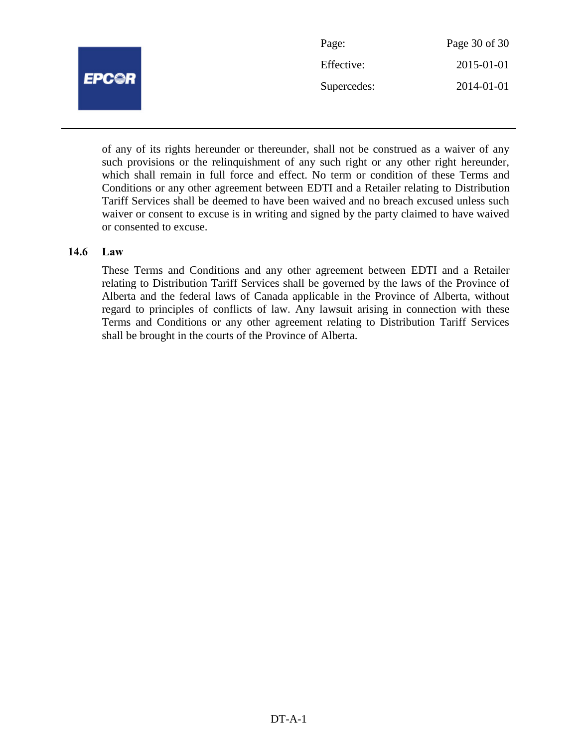of any of its rights hereunder or thereunder, shall not be construed as a waiver of any such provisions or the relinquishment of any such right or any other right hereunder, which shall remain in full force and effect. No term or condition of these Terms and Conditions or any other agreement between EDTI and a Retailer relating to Distribution Tariff Services shall be deemed to have been waived and no breach excused unless such waiver or consent to excuse is in writing and signed by the party claimed to have waived or consented to excuse.

### 14.6 Law

These Terms and Conditions and any other agreement between EDTI and a Retailer relating to Distribution Tariff Services shall be governed by the laws of the Province of Alberta and the federal laws of Canada applicable in the Province of Alberta, without regard to principles of conflicts of law. Any lawsuit arising in connection with these Terms and Conditions or any other agreement relating to Distribution Tariff Services shall be brought in the courts of the Province of Alberta.